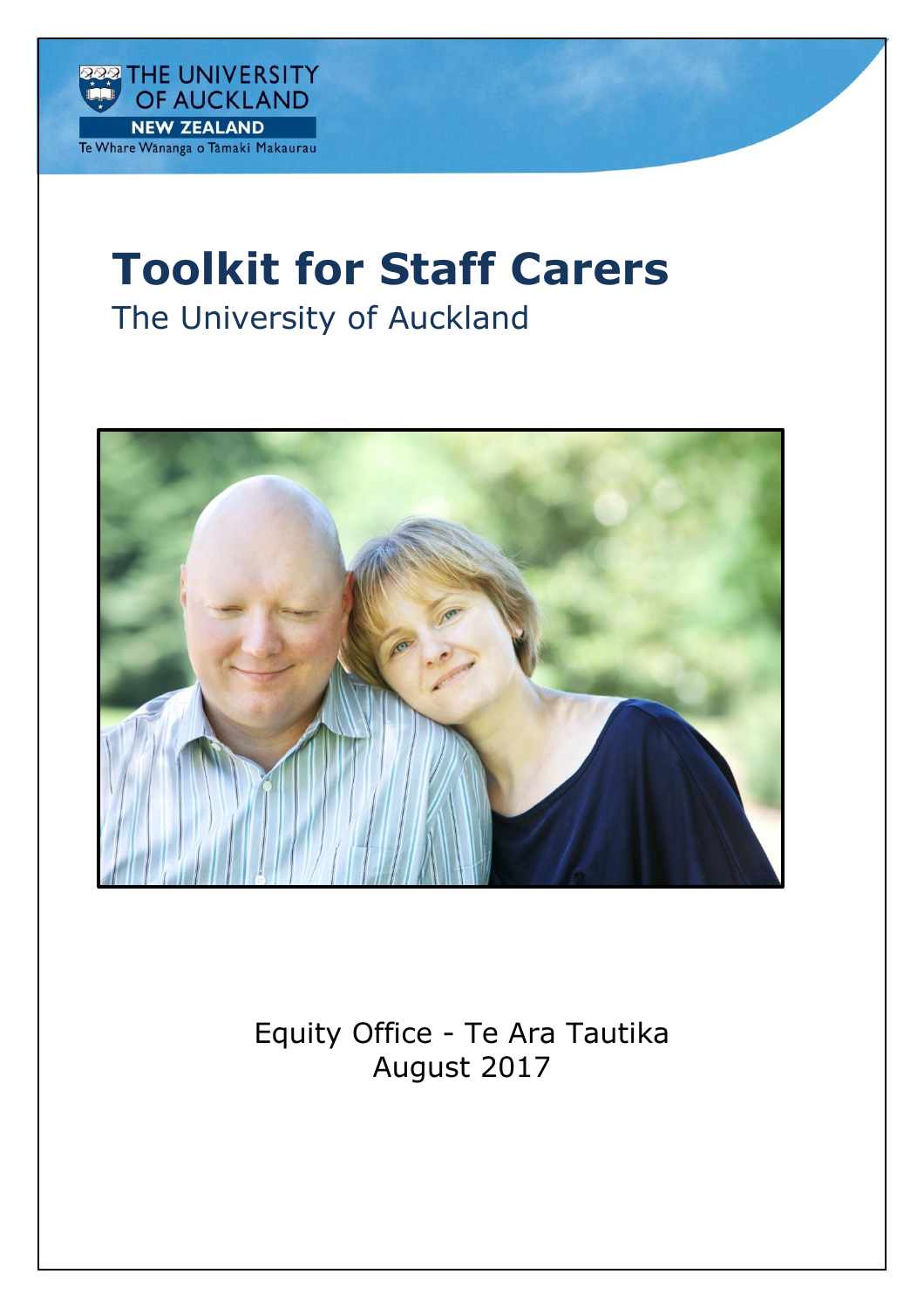THE UNIVERSITY OF AUCKLAND
NEW ZEALAND
Te Whare Wānanga o Tāmaki Makaurau

# Toolkit for Staff Carers

The University of Auckland

Equity Office - Te Ara Tautika
August 2017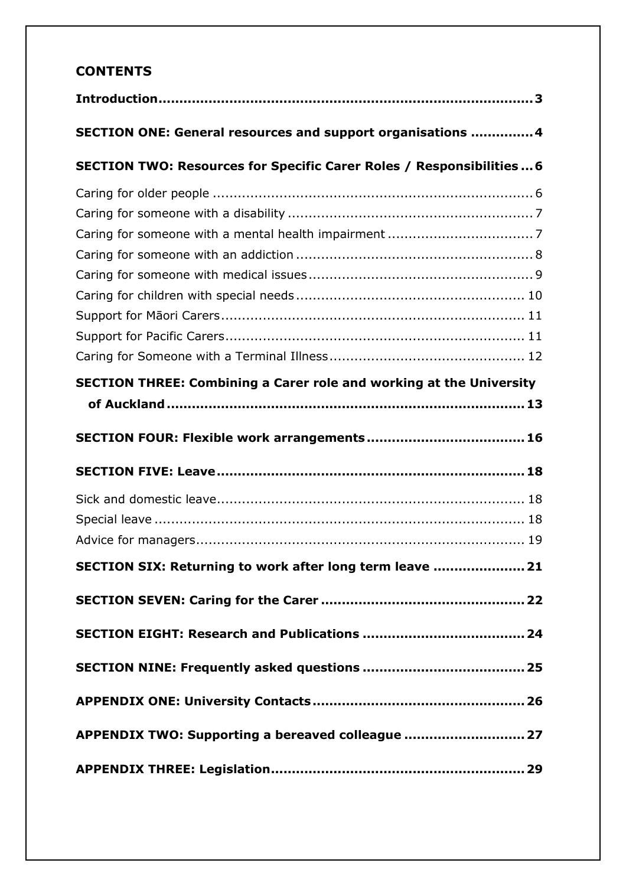## CONTENTS

**Introduction** 3

**SECTION ONE: General resources and support organisations** 4

**SECTION TWO: Resources for Specific Carer Roles / Responsibilities** 6

- Caring for older people 6
- Caring for someone with a disability 7
- Caring for someone with a mental health impairment 7
- Caring for someone with an addiction 8
- Caring for someone with medical issues 9
- Caring for children with special needs 10
- Support for Māori Carers 11
- Support for Pacific Carers 11
- Caring for Someone with a Terminal Illness 12

**SECTION THREE: Combining a Carer role and working at the University of Auckland** 13

**SECTION FOUR: Flexible work arrangements** 16

**SECTION FIVE: Leave** 18

- Sick and domestic leave 18
- Special leave 18
- Advice for managers 19

**SECTION SIX: Returning to work after long term leave** 21

**SECTION SEVEN: Caring for the Carer** 22

**SECTION EIGHT: Research and Publications** 24

**SECTION NINE: Frequently asked questions** 25

**APPENDIX ONE: University Contacts** 26

**APPENDIX TWO: Supporting a bereaved colleague** 27

**APPENDIX THREE: Legislation** 29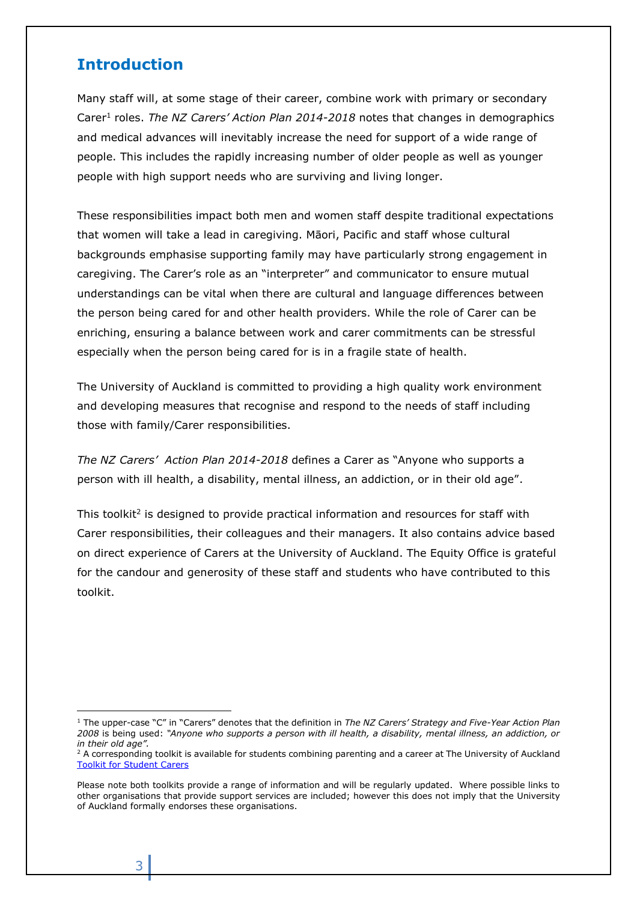# Introduction

Many staff will, at some stage of their career, combine work with primary or secondary Carer[1] roles. *The NZ Carers' Action Plan 2014-2018* notes that changes in demographics and medical advances will inevitably increase the need for support of a wide range of people. This includes the rapidly increasing number of older people as well as younger people with high support needs who are surviving and living longer.

These responsibilities impact both men and women staff despite traditional expectations that women will take a lead in caregiving. Māori, Pacific and staff whose cultural backgrounds emphasise supporting family may have particularly strong engagement in caregiving. The Carer's role as an "interpreter" and communicator to ensure mutual understandings can be vital when there are cultural and language differences between the person being cared for and other health providers. While the role of Carer can be enriching, ensuring a balance between work and carer commitments can be stressful especially when the person being cared for is in a fragile state of health.

The University of Auckland is committed to providing a high quality work environment and developing measures that recognise and respond to the needs of staff including those with family/Carer responsibilities.

*The NZ Carers' Action Plan 2014-2018* defines a Carer as "Anyone who supports a person with ill health, a disability, mental illness, an addiction, or in their old age".

This toolkit[2] is designed to provide practical information and resources for staff with Carer responsibilities, their colleagues and their managers. It also contains advice based on direct experience of Carers at the University of Auckland. The Equity Office is grateful for the candour and generosity of these staff and students who have contributed to this toolkit.

---

[1] The upper-case "C" in "Carers" denotes that the definition in *The NZ Carers' Strategy and Five-Year Action Plan 2008* is being used: *"Anyone who supports a person with ill health, a disability, mental illness, an addiction, or in their old age".*

[2] A corresponding toolkit is available for students combining parenting and a career at The University of Auckland [Toolkit for Student Carers]

Please note both toolkits provide a range of information and will be regularly updated. Where possible links to other organisations that provide support services are included; however this does not imply that the University of Auckland formally endorses these organisations.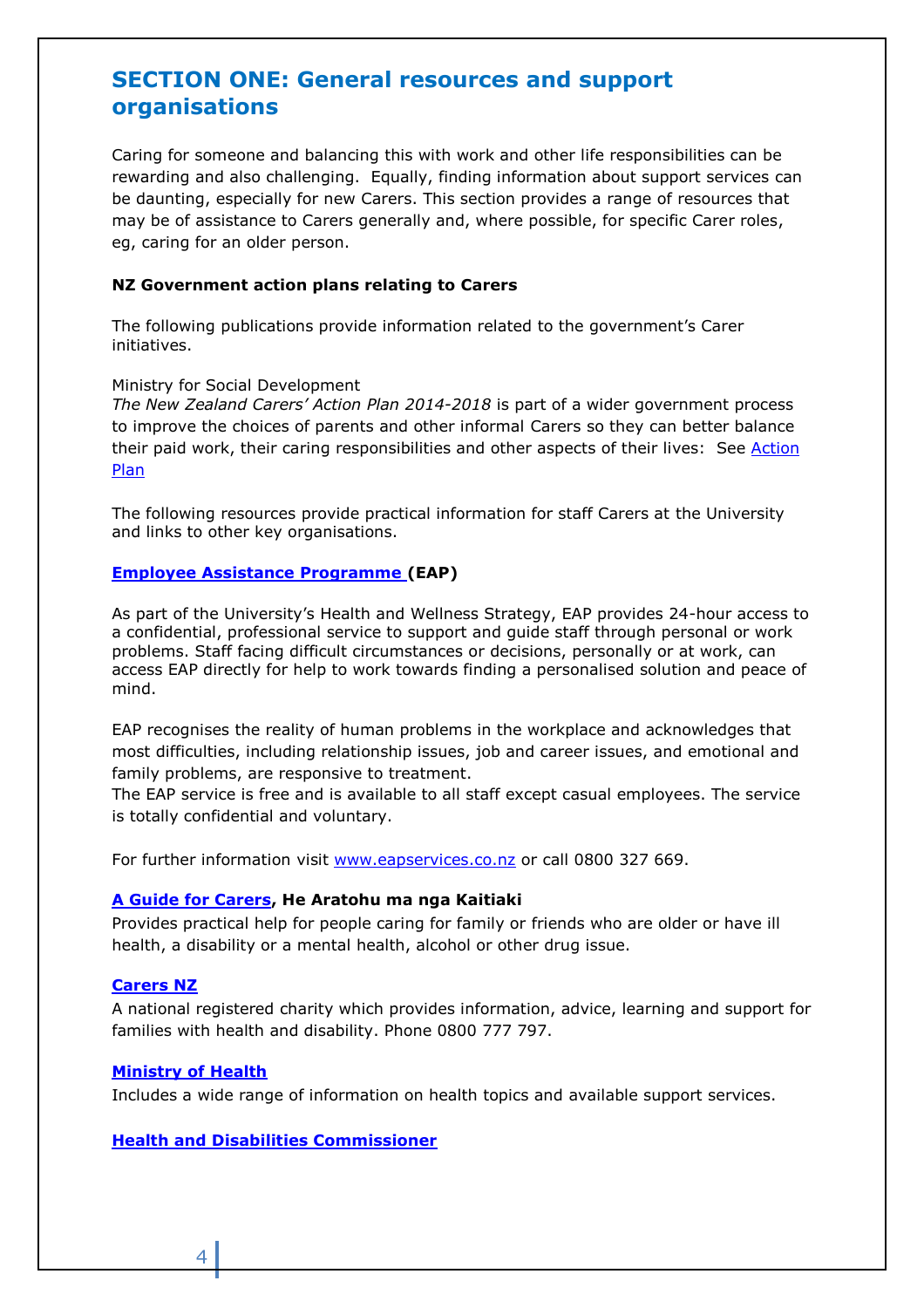# SECTION ONE: General resources and support organisations

Caring for someone and balancing this with work and other life responsibilities can be rewarding and also challenging. Equally, finding information about support services can be daunting, especially for new Carers. This section provides a range of resources that may be of assistance to Carers generally and, where possible, for specific Carer roles, eg, caring for an older person.

**NZ Government action plans relating to Carers**

The following publications provide information related to the government's Carer initiatives.

Ministry for Social Development
*The New Zealand Carers' Action Plan 2014-2018* is part of a wider government process to improve the choices of parents and other informal Carers so they can better balance their paid work, their caring responsibilities and other aspects of their lives: See Action Plan

The following resources provide practical information for staff Carers at the University and links to other key organisations.

**Employee Assistance Programme (EAP)**

As part of the University's Health and Wellness Strategy, EAP provides 24-hour access to a confidential, professional service to support and guide staff through personal or work problems. Staff facing difficult circumstances or decisions, personally or at work, can access EAP directly for help to work towards finding a personalised solution and peace of mind.

EAP recognises the reality of human problems in the workplace and acknowledges that most difficulties, including relationship issues, job and career issues, and emotional and family problems, are responsive to treatment.
The EAP service is free and is available to all staff except casual employees. The service is totally confidential and voluntary.

For further information visit www.eapservices.co.nz or call 0800 327 669.

**A Guide for Carers, He Aratohu ma nga Kaitiaki**
Provides practical help for people caring for family or friends who are older or have ill health, a disability or a mental health, alcohol or other drug issue.

**Carers NZ**
A national registered charity which provides information, advice, learning and support for families with health and disability. Phone 0800 777 797.

**Ministry of Health**
Includes a wide range of information on health topics and available support services.

**Health and Disabilities Commissioner**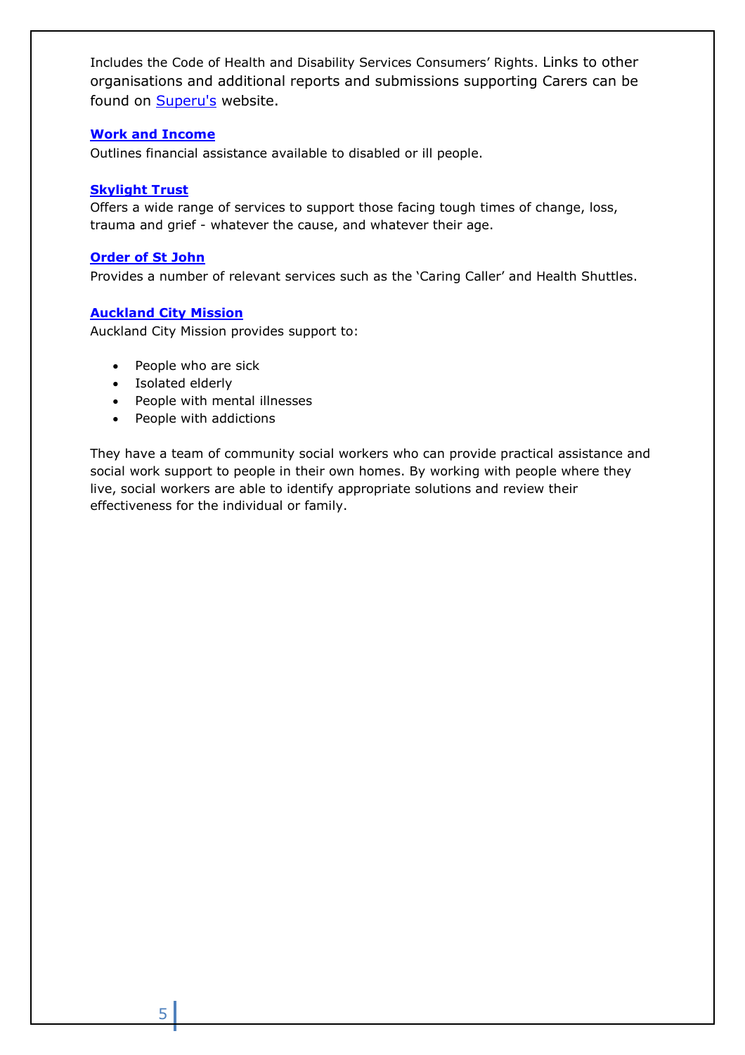Includes the Code of Health and Disability Services Consumers' Rights. Links to other organisations and additional reports and submissions supporting Carers can be found on Superu's website.

**Work and Income**

Outlines financial assistance available to disabled or ill people.

**Skylight Trust**

Offers a wide range of services to support those facing tough times of change, loss, trauma and grief - whatever the cause, and whatever their age.

**Order of St John**

Provides a number of relevant services such as the 'Caring Caller' and Health Shuttles.

**Auckland City Mission**

Auckland City Mission provides support to:

- People who are sick
- Isolated elderly
- People with mental illnesses
- People with addictions

They have a team of community social workers who can provide practical assistance and social work support to people in their own homes. By working with people where they live, social workers are able to identify appropriate solutions and review their effectiveness for the individual or family.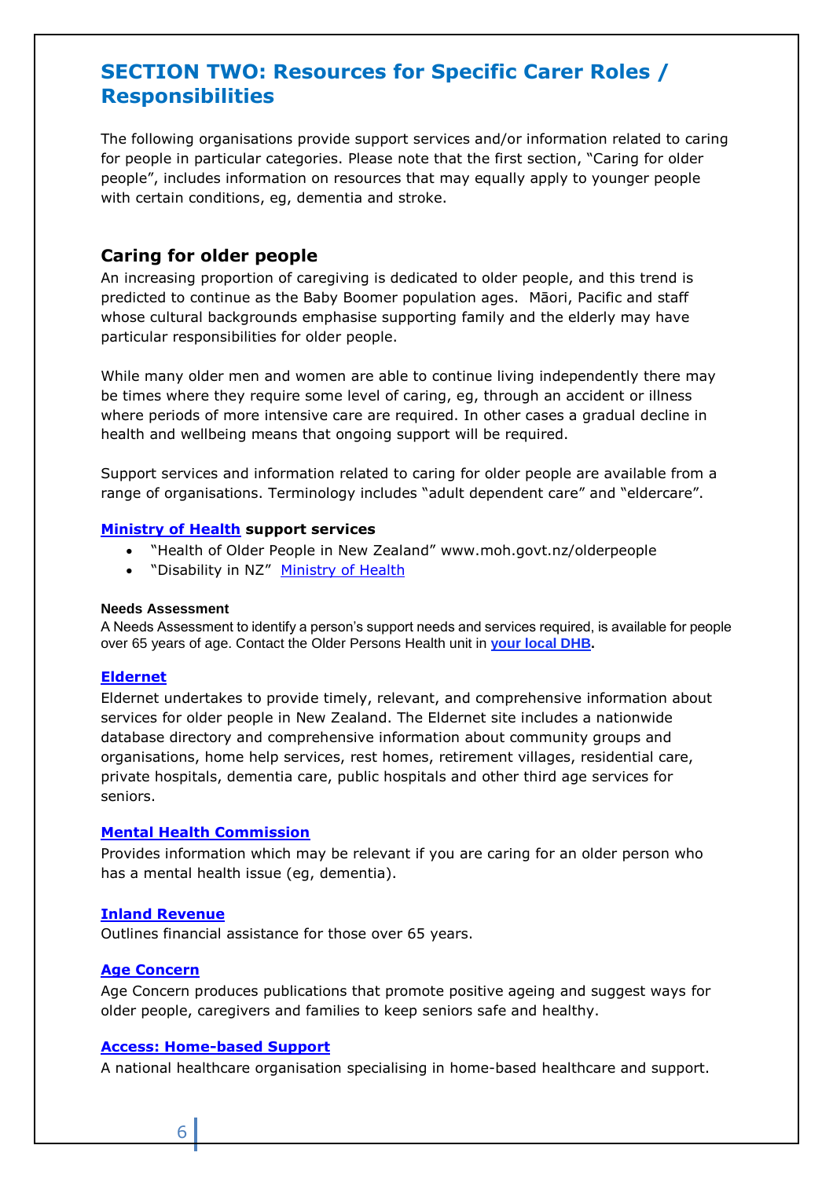## SECTION TWO: Resources for Specific Carer Roles / Responsibilities

The following organisations provide support services and/or information related to caring for people in particular categories. Please note that the first section, "Caring for older people", includes information on resources that may equally apply to younger people with certain conditions, eg, dementia and stroke.

### Caring for older people

An increasing proportion of caregiving is dedicated to older people, and this trend is predicted to continue as the Baby Boomer population ages. Māori, Pacific and staff whose cultural backgrounds emphasise supporting family and the elderly may have particular responsibilities for older people.

While many older men and women are able to continue living independently there may be times where they require some level of caring, eg, through an accident or illness where periods of more intensive care are required. In other cases a gradual decline in health and wellbeing means that ongoing support will be required.

Support services and information related to caring for older people are available from a range of organisations. Terminology includes "adult dependent care" and "eldercare".

**Ministry of Health support services**

- "Health of Older People in New Zealand" www.moh.govt.nz/olderpeople
- "Disability in NZ" Ministry of Health

**Needs Assessment**

A Needs Assessment to identify a person's support needs and services required, is available for people over 65 years of age. Contact the Older Persons Health unit in **your local DHB.**

**Eldernet**

Eldernet undertakes to provide timely, relevant, and comprehensive information about services for older people in New Zealand. The Eldernet site includes a nationwide database directory and comprehensive information about community groups and organisations, home help services, rest homes, retirement villages, residential care, private hospitals, dementia care, public hospitals and other third age services for seniors.

**Mental Health Commission**

Provides information which may be relevant if you are caring for an older person who has a mental health issue (eg, dementia).

**Inland Revenue**

Outlines financial assistance for those over 65 years.

**Age Concern**

Age Concern produces publications that promote positive ageing and suggest ways for older people, caregivers and families to keep seniors safe and healthy.

**Access: Home-based Support**

A national healthcare organisation specialising in home-based healthcare and support.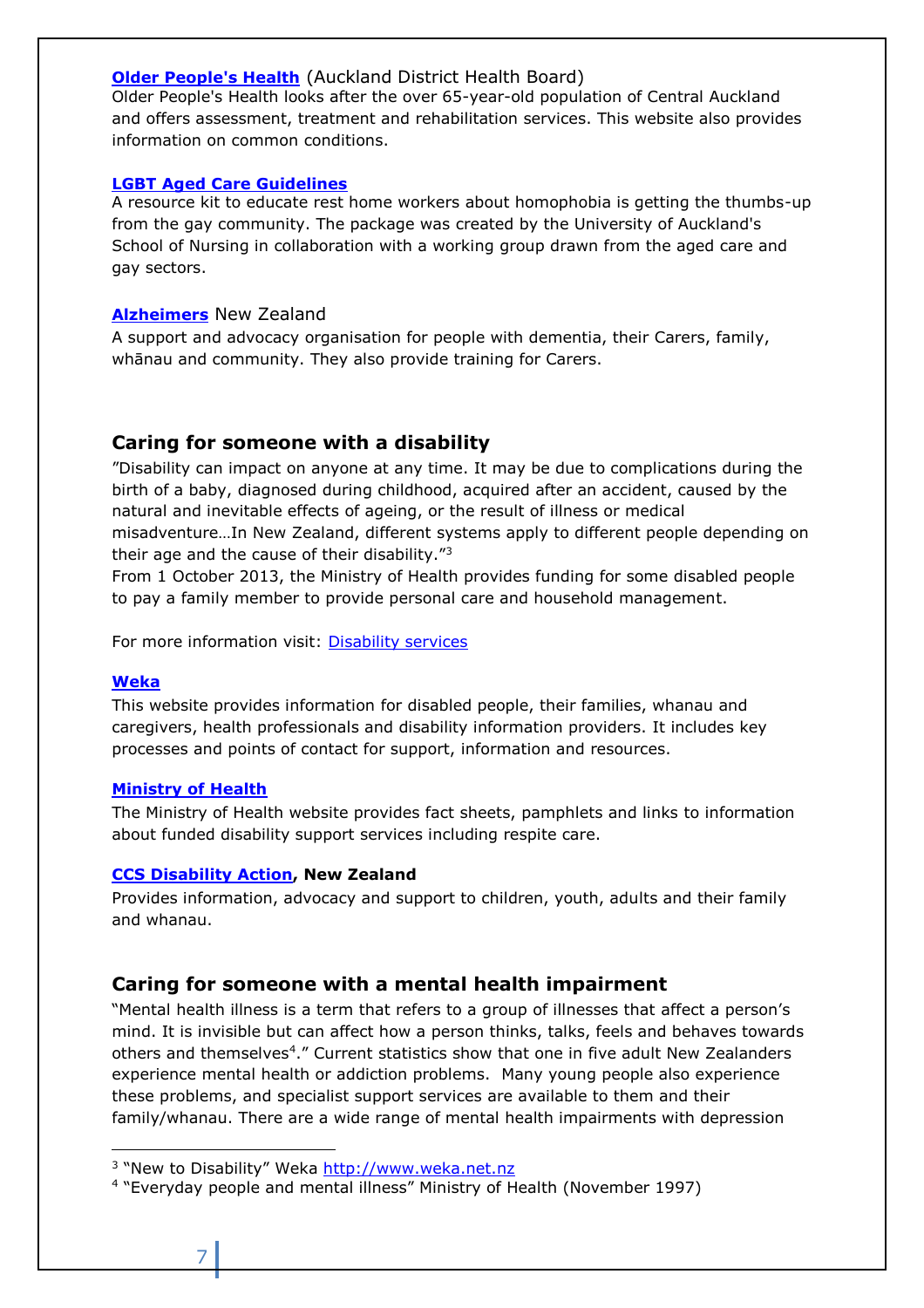**Older People's Health** (Auckland District Health Board)
Older People's Health looks after the over 65-year-old population of Central Auckland and offers assessment, treatment and rehabilitation services. This website also provides information on common conditions.

**LGBT Aged Care Guidelines**
A resource kit to educate rest home workers about homophobia is getting the thumbs-up from the gay community. The package was created by the University of Auckland's School of Nursing in collaboration with a working group drawn from the aged care and gay sectors.

**Alzheimers** New Zealand
A support and advocacy organisation for people with dementia, their Carers, family, whānau and community. They also provide training for Carers.

## Caring for someone with a disability

"Disability can impact on anyone at any time. It may be due to complications during the birth of a baby, diagnosed during childhood, acquired after an accident, caused by the natural and inevitable effects of ageing, or the result of illness or medical misadventure…In New Zealand, different systems apply to different people depending on their age and the cause of their disability."[3]
From 1 October 2013, the Ministry of Health provides funding for some disabled people to pay a family member to provide personal care and household management.

For more information visit: Disability services

**Weka**
This website provides information for disabled people, their families, whanau and caregivers, health professionals and disability information providers. It includes key processes and points of contact for support, information and resources.

**Ministry of Health**
The Ministry of Health website provides fact sheets, pamphlets and links to information about funded disability support services including respite care.

**CCS Disability Action, New Zealand**
Provides information, advocacy and support to children, youth, adults and their family and whanau.

## Caring for someone with a mental health impairment

"Mental health illness is a term that refers to a group of illnesses that affect a person's mind. It is invisible but can affect how a person thinks, talks, feels and behaves towards others and themselves[4]." Current statistics show that one in five adult New Zealanders experience mental health or addiction problems. Many young people also experience these problems, and specialist support services are available to them and their family/whanau. There are a wide range of mental health impairments with depression

---

[3] "New to Disability" Weka http://www.weka.net.nz
[4] "Everyday people and mental illness" Ministry of Health (November 1997)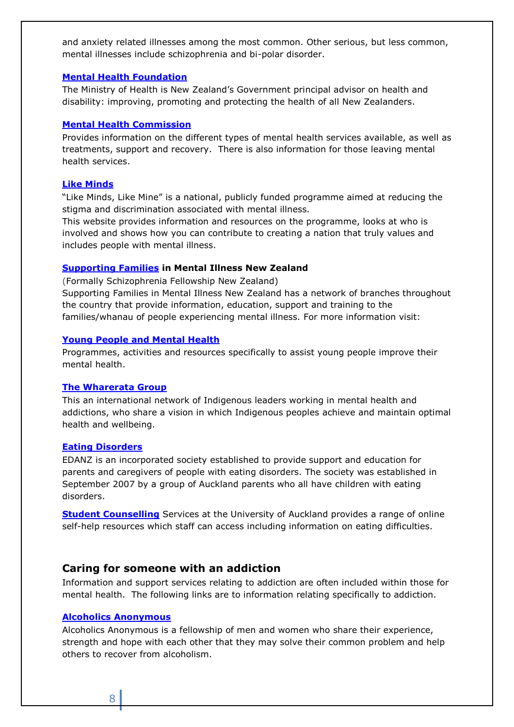and anxiety related illnesses among the most common. Other serious, but less common, mental illnesses include schizophrenia and bi-polar disorder.

**Mental Health Foundation**

The Ministry of Health is New Zealand's Government principal advisor on health and disability: improving, promoting and protecting the health of all New Zealanders.

**Mental Health Commission**

Provides information on the different types of mental health services available, as well as treatments, support and recovery. There is also information for those leaving mental health services.

**Like Minds**

"Like Minds, Like Mine" is a national, publicly funded programme aimed at reducing the stigma and discrimination associated with mental illness.
This website provides information and resources on the programme, looks at who is involved and shows how you can contribute to creating a nation that truly values and includes people with mental illness.

**Supporting Families in Mental Illness New Zealand**

(Formally Schizophrenia Fellowship New Zealand)
Supporting Families in Mental Illness New Zealand has a network of branches throughout the country that provide information, education, support and training to the families/whanau of people experiencing mental illness. For more information visit:

**Young People and Mental Health**

Programmes, activities and resources specifically to assist young people improve their mental health.

**The Wharerata Group**

This an international network of Indigenous leaders working in mental health and addictions, who share a vision in which Indigenous peoples achieve and maintain optimal health and wellbeing.

**Eating Disorders**

EDANZ is an incorporated society established to provide support and education for parents and caregivers of people with eating disorders. The society was established in September 2007 by a group of Auckland parents who all have children with eating disorders.

**Student Counselling** Services at the University of Auckland provides a range of online self-help resources which staff can access including information on eating difficulties.

## Caring for someone with an addiction

Information and support services relating to addiction are often included within those for mental health. The following links are to information relating specifically to addiction.

**Alcoholics Anonymous**

Alcoholics Anonymous is a fellowship of men and women who share their experience, strength and hope with each other that they may solve their common problem and help others to recover from alcoholism.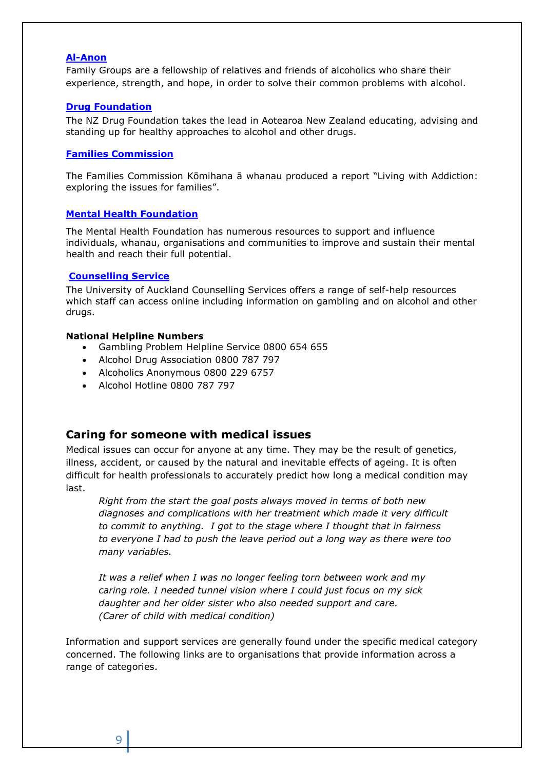**Al-Anon**

Family Groups are a fellowship of relatives and friends of alcoholics who share their experience, strength, and hope, in order to solve their common problems with alcohol.

**Drug Foundation**

The NZ Drug Foundation takes the lead in Aotearoa New Zealand educating, advising and standing up for healthy approaches to alcohol and other drugs.

**Families Commission**

The Families Commission Kōmihana ā whanau produced a report "Living with Addiction: exploring the issues for families".

**Mental Health Foundation**

The Mental Health Foundation has numerous resources to support and influence individuals, whanau, organisations and communities to improve and sustain their mental health and reach their full potential.

**Counselling Service**

The University of Auckland Counselling Services offers a range of self-help resources which staff can access online including information on gambling and on alcohol and other drugs.

**National Helpline Numbers**

- Gambling Problem Helpline Service 0800 654 655
- Alcohol Drug Association 0800 787 797
- Alcoholics Anonymous 0800 229 6757
- Alcohol Hotline 0800 787 797

## Caring for someone with medical issues

Medical issues can occur for anyone at any time. They may be the result of genetics, illness, accident, or caused by the natural and inevitable effects of ageing. It is often difficult for health professionals to accurately predict how long a medical condition may last.

> *Right from the start the goal posts always moved in terms of both new diagnoses and complications with her treatment which made it very difficult to commit to anything. I got to the stage where I thought that in fairness to everyone I had to push the leave period out a long way as there were too many variables.*
>
> *It was a relief when I was no longer feeling torn between work and my caring role. I needed tunnel vision where I could just focus on my sick daughter and her older sister who also needed support and care. (Carer of child with medical condition)*

Information and support services are generally found under the specific medical category concerned. The following links are to organisations that provide information across a range of categories.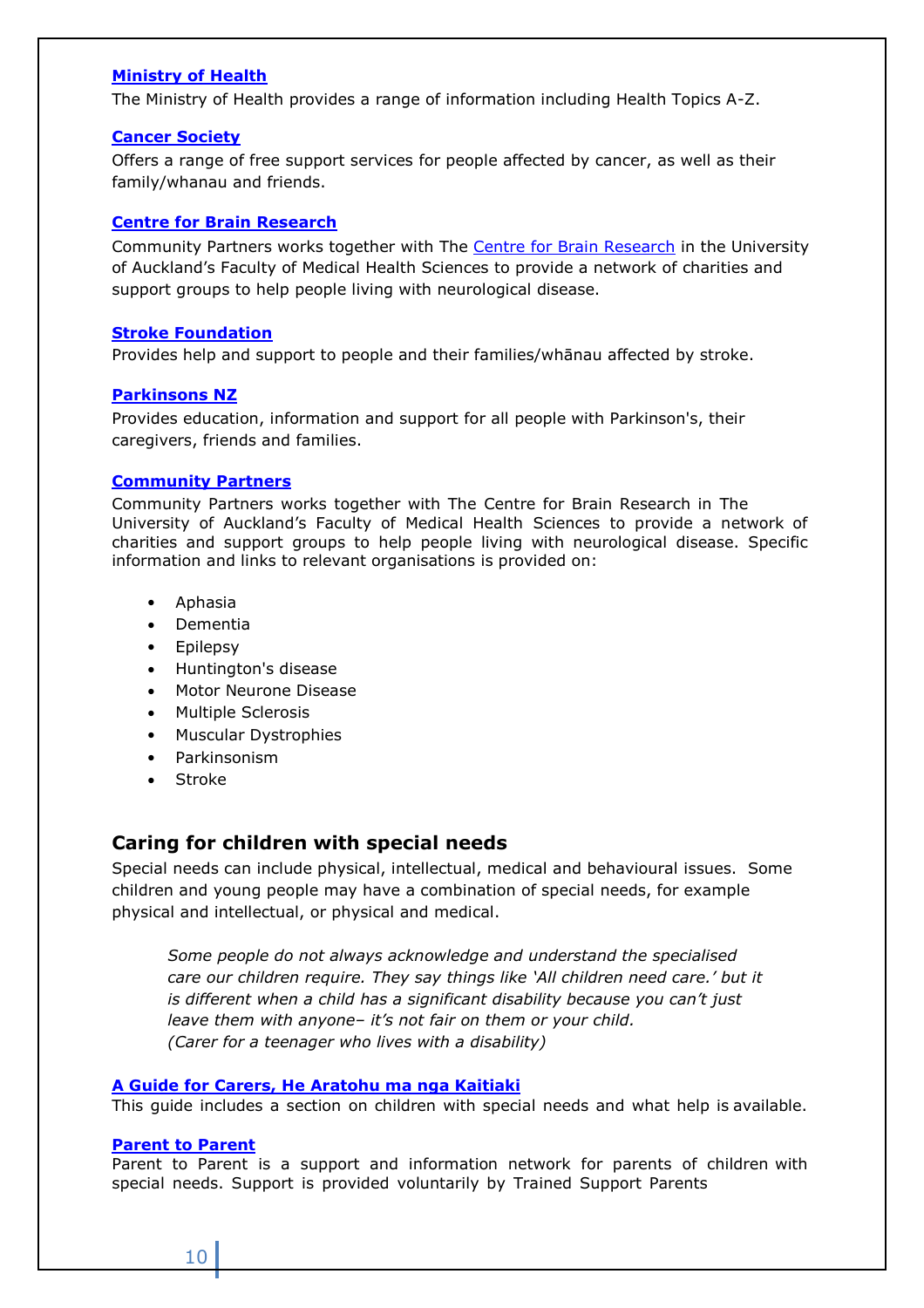**Ministry of Health**

The Ministry of Health provides a range of information including Health Topics A-Z.

**Cancer Society**

Offers a range of free support services for people affected by cancer, as well as their family/whanau and friends.

**Centre for Brain Research**

Community Partners works together with The Centre for Brain Research in the University of Auckland's Faculty of Medical Health Sciences to provide a network of charities and support groups to help people living with neurological disease.

**Stroke Foundation**

Provides help and support to people and their families/whānau affected by stroke.

**Parkinsons NZ**

Provides education, information and support for all people with Parkinson's, their caregivers, friends and families.

**Community Partners**

Community Partners works together with The Centre for Brain Research in The University of Auckland's Faculty of Medical Health Sciences to provide a network of charities and support groups to help people living with neurological disease. Specific information and links to relevant organisations is provided on:

- Aphasia
- Dementia
- Epilepsy
- Huntington's disease
- Motor Neurone Disease
- Multiple Sclerosis
- Muscular Dystrophies
- Parkinsonism
- Stroke

## Caring for children with special needs

Special needs can include physical, intellectual, medical and behavioural issues. Some children and young people may have a combination of special needs, for example physical and intellectual, or physical and medical.

> *Some people do not always acknowledge and understand the specialised care our children require. They say things like 'All children need care.' but it is different when a child has a significant disability because you can't just leave them with anyone– it's not fair on them or your child.*
> *(Carer for a teenager who lives with a disability)*

**A Guide for Carers, He Aratohu ma nga Kaitiaki**

This guide includes a section on children with special needs and what help is available.

**Parent to Parent**

Parent to Parent is a support and information network for parents of children with special needs. Support is provided voluntarily by Trained Support Parents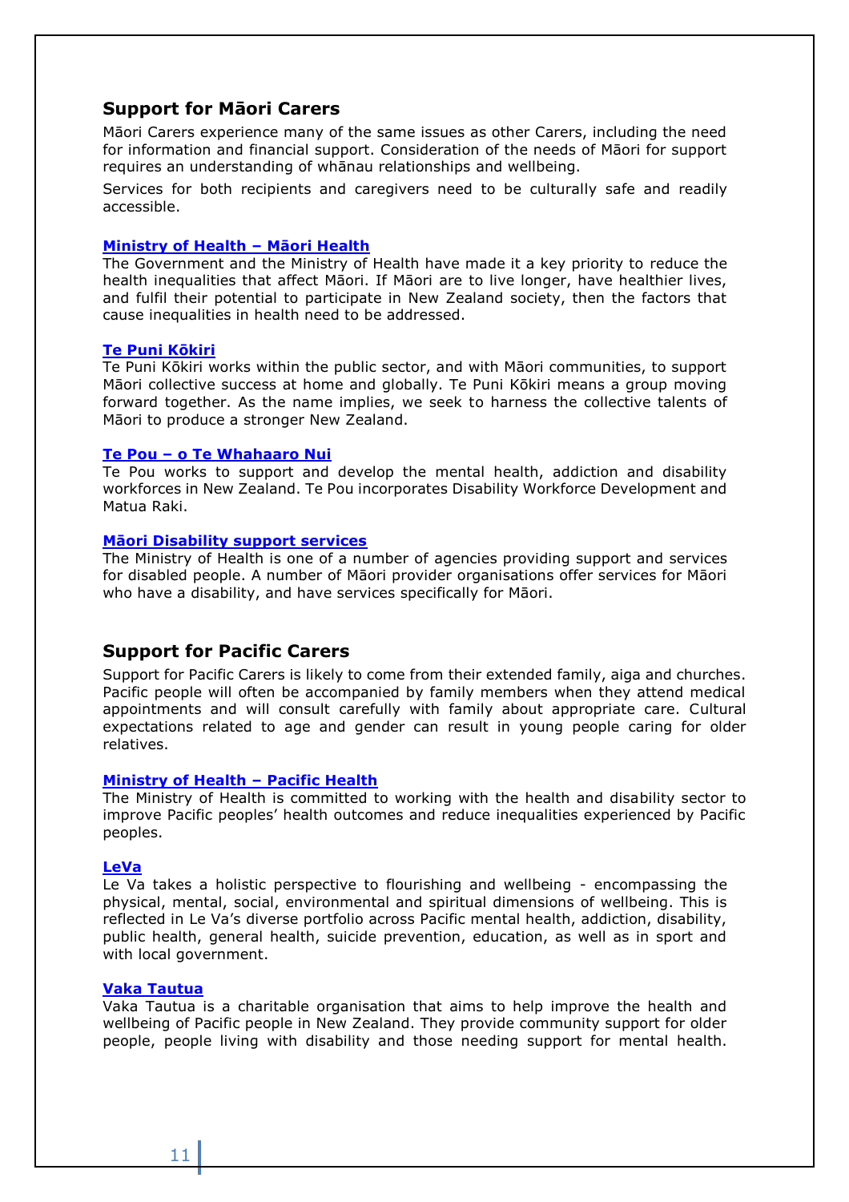## Support for Māori Carers

Māori Carers experience many of the same issues as other Carers, including the need for information and financial support. Consideration of the needs of Māori for support requires an understanding of whānau relationships and wellbeing.

Services for both recipients and caregivers need to be culturally safe and readily accessible.

**Ministry of Health – Māori Health**
The Government and the Ministry of Health have made it a key priority to reduce the health inequalities that affect Māori. If Māori are to live longer, have healthier lives, and fulfil their potential to participate in New Zealand society, then the factors that cause inequalities in health need to be addressed.

**Te Puni Kōkiri**
Te Puni Kōkiri works within the public sector, and with Māori communities, to support Māori collective success at home and globally. Te Puni Kōkiri means a group moving forward together. As the name implies, we seek to harness the collective talents of Māori to produce a stronger New Zealand.

**Te Pou – o Te Whahaaro Nui**
Te Pou works to support and develop the mental health, addiction and disability workforces in New Zealand. Te Pou incorporates Disability Workforce Development and Matua Raki.

**Māori Disability support services**
The Ministry of Health is one of a number of agencies providing support and services for disabled people. A number of Māori provider organisations offer services for Māori who have a disability, and have services specifically for Māori.

## Support for Pacific Carers

Support for Pacific Carers is likely to come from their extended family, aiga and churches. Pacific people will often be accompanied by family members when they attend medical appointments and will consult carefully with family about appropriate care. Cultural expectations related to age and gender can result in young people caring for older relatives.

**Ministry of Health – Pacific Health**
The Ministry of Health is committed to working with the health and disability sector to improve Pacific peoples' health outcomes and reduce inequalities experienced by Pacific peoples.

**LeVa**
Le Va takes a holistic perspective to flourishing and wellbeing - encompassing the physical, mental, social, environmental and spiritual dimensions of wellbeing. This is reflected in Le Va's diverse portfolio across Pacific mental health, addiction, disability, public health, general health, suicide prevention, education, as well as in sport and with local government.

**Vaka Tautua**
Vaka Tautua is a charitable organisation that aims to help improve the health and wellbeing of Pacific people in New Zealand. They provide community support for older people, people living with disability and those needing support for mental health.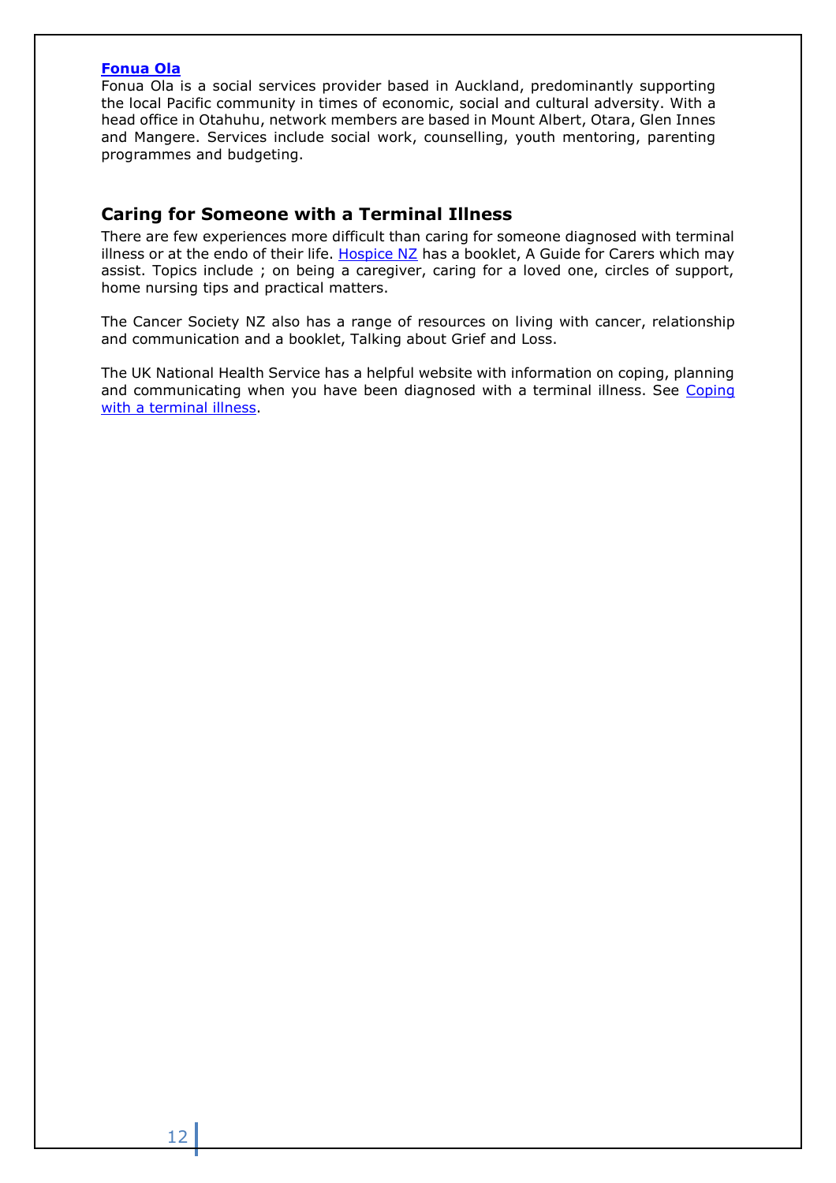**Fonua Ola**

Fonua Ola is a social services provider based in Auckland, predominantly supporting the local Pacific community in times of economic, social and cultural adversity. With a head office in Otahuhu, network members are based in Mount Albert, Otara, Glen Innes and Mangere. Services include social work, counselling, youth mentoring, parenting programmes and budgeting.

## Caring for Someone with a Terminal Illness

There are few experiences more difficult than caring for someone diagnosed with terminal illness or at the endo of their life. Hospice NZ has a booklet, A Guide for Carers which may assist. Topics include ; on being a caregiver, caring for a loved one, circles of support, home nursing tips and practical matters.

The Cancer Society NZ also has a range of resources on living with cancer, relationship and communication and a booklet, Talking about Grief and Loss.

The UK National Health Service has a helpful website with information on coping, planning and communicating when you have been diagnosed with a terminal illness. See Coping with a terminal illness.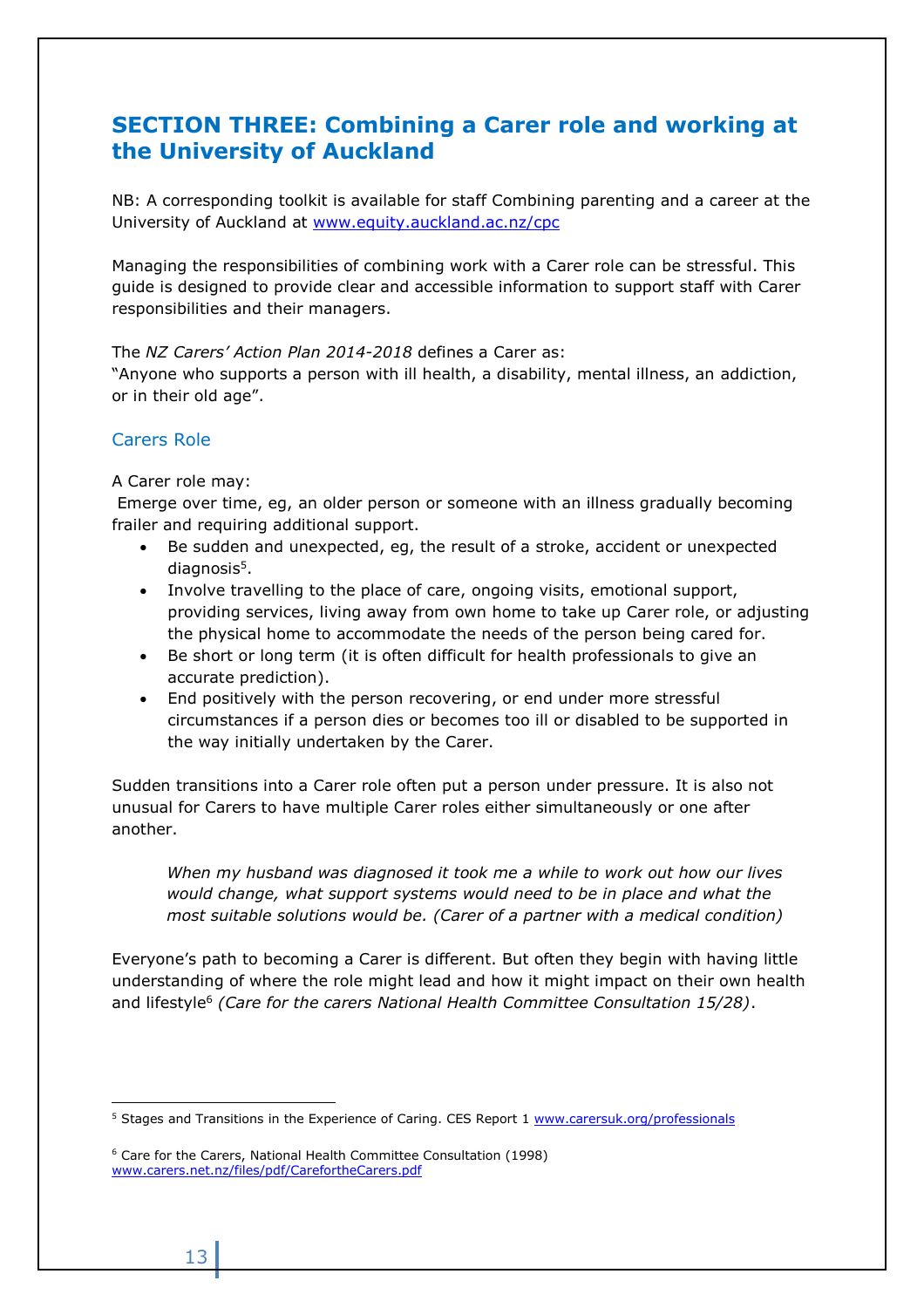## SECTION THREE: Combining a Carer role and working at the University of Auckland

NB: A corresponding toolkit is available for staff Combining parenting and a career at the University of Auckland at www.equity.auckland.ac.nz/cpc

Managing the responsibilities of combining work with a Carer role can be stressful. This guide is designed to provide clear and accessible information to support staff with Carer responsibilities and their managers.

The *NZ Carers' Action Plan 2014-2018* defines a Carer as:
"Anyone who supports a person with ill health, a disability, mental illness, an addiction, or in their old age".

### Carers Role

A Carer role may:
Emerge over time, eg, an older person or someone with an illness gradually becoming frailer and requiring additional support.

- Be sudden and unexpected, eg, the result of a stroke, accident or unexpected diagnosis[5].
- Involve travelling to the place of care, ongoing visits, emotional support, providing services, living away from own home to take up Carer role, or adjusting the physical home to accommodate the needs of the person being cared for.
- Be short or long term (it is often difficult for health professionals to give an accurate prediction).
- End positively with the person recovering, or end under more stressful circumstances if a person dies or becomes too ill or disabled to be supported in the way initially undertaken by the Carer.

Sudden transitions into a Carer role often put a person under pressure. It is also not unusual for Carers to have multiple Carer roles either simultaneously or one after another.

> *When my husband was diagnosed it took me a while to work out how our lives would change, what support systems would need to be in place and what the most suitable solutions would be. (Carer of a partner with a medical condition)*

Everyone's path to becoming a Carer is different. But often they begin with having little understanding of where the role might lead and how it might impact on their own health and lifestyle[6] *(Care for the carers National Health Committee Consultation 15/28)*.

---

[5] Stages and Transitions in the Experience of Caring. CES Report 1 www.carersuk.org/professionals

[6] Care for the Carers, National Health Committee Consultation (1998) www.carers.net.nz/files/pdf/CarefortheCarers.pdf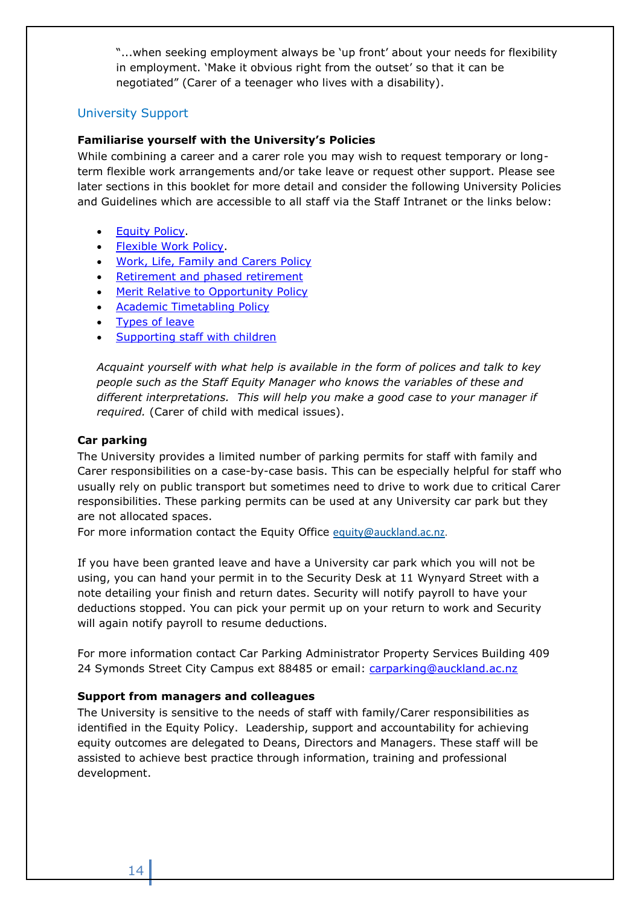"...when seeking employment always be 'up front' about your needs for flexibility in employment. 'Make it obvious right from the outset' so that it can be negotiated" (Carer of a teenager who lives with a disability).

## University Support

**Familiarise yourself with the University's Policies**

While combining a career and a carer role you may wish to request temporary or long-term flexible work arrangements and/or take leave or request other support. Please see later sections in this booklet for more detail and consider the following University Policies and Guidelines which are accessible to all staff via the Staff Intranet or the links below:

- Equity Policy.
- Flexible Work Policy.
- Work, Life, Family and Carers Policy
- Retirement and phased retirement
- Merit Relative to Opportunity Policy
- Academic Timetabling Policy
- Types of leave
- Supporting staff with children

*Acquaint yourself with what help is available in the form of polices and talk to key people such as the Staff Equity Manager who knows the variables of these and different interpretations. This will help you make a good case to your manager if required.* (Carer of child with medical issues).

**Car parking**

The University provides a limited number of parking permits for staff with family and Carer responsibilities on a case-by-case basis. This can be especially helpful for staff who usually rely on public transport but sometimes need to drive to work due to critical Carer responsibilities. These parking permits can be used at any University car park but they are not allocated spaces.
For more information contact the Equity Office equity@auckland.ac.nz.

If you have been granted leave and have a University car park which you will not be using, you can hand your permit in to the Security Desk at 11 Wynyard Street with a note detailing your finish and return dates. Security will notify payroll to have your deductions stopped. You can pick your permit up on your return to work and Security will again notify payroll to resume deductions.

For more information contact Car Parking Administrator Property Services Building 409 24 Symonds Street City Campus ext 88485 or email: carparking@auckland.ac.nz

**Support from managers and colleagues**

The University is sensitive to the needs of staff with family/Carer responsibilities as identified in the Equity Policy. Leadership, support and accountability for achieving equity outcomes are delegated to Deans, Directors and Managers. These staff will be assisted to achieve best practice through information, training and professional development.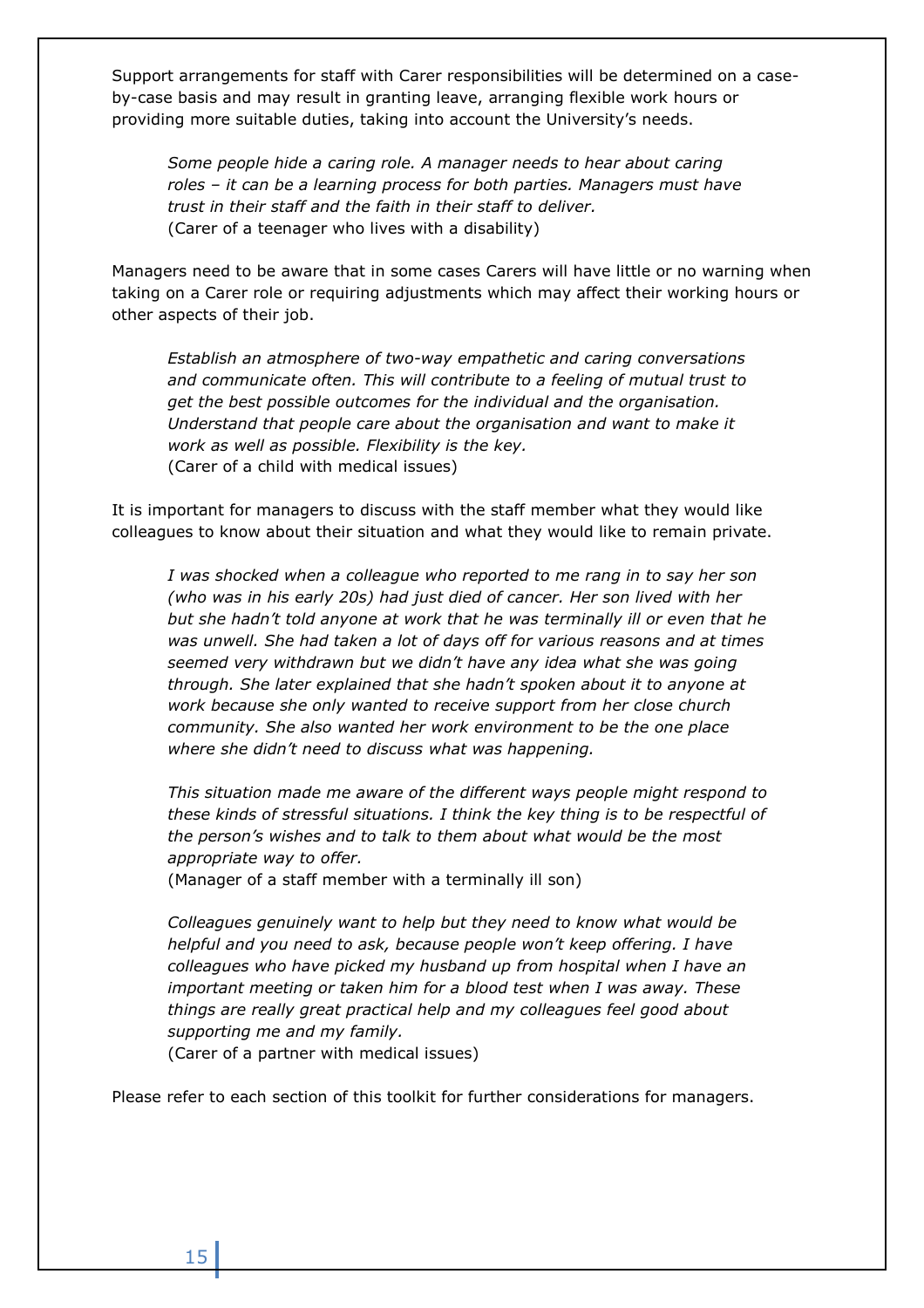Support arrangements for staff with Carer responsibilities will be determined on a case-by-case basis and may result in granting leave, arranging flexible work hours or providing more suitable duties, taking into account the University's needs.

> *Some people hide a caring role. A manager needs to hear about caring roles – it can be a learning process for both parties. Managers must have trust in their staff and the faith in their staff to deliver.*
> (Carer of a teenager who lives with a disability)

Managers need to be aware that in some cases Carers will have little or no warning when taking on a Carer role or requiring adjustments which may affect their working hours or other aspects of their job.

> *Establish an atmosphere of two-way empathetic and caring conversations and communicate often. This will contribute to a feeling of mutual trust to get the best possible outcomes for the individual and the organisation. Understand that people care about the organisation and want to make it work as well as possible. Flexibility is the key.*
> (Carer of a child with medical issues)

It is important for managers to discuss with the staff member what they would like colleagues to know about their situation and what they would like to remain private.

> *I was shocked when a colleague who reported to me rang in to say her son (who was in his early 20s) had just died of cancer. Her son lived with her but she hadn't told anyone at work that he was terminally ill or even that he was unwell. She had taken a lot of days off for various reasons and at times seemed very withdrawn but we didn't have any idea what she was going through. She later explained that she hadn't spoken about it to anyone at work because she only wanted to receive support from her close church community. She also wanted her work environment to be the one place where she didn't need to discuss what was happening.*
>
> *This situation made me aware of the different ways people might respond to these kinds of stressful situations. I think the key thing is to be respectful of the person's wishes and to talk to them about what would be the most appropriate way to offer.*
> (Manager of a staff member with a terminally ill son)

> *Colleagues genuinely want to help but they need to know what would be helpful and you need to ask, because people won't keep offering. I have colleagues who have picked my husband up from hospital when I have an important meeting or taken him for a blood test when I was away. These things are really great practical help and my colleagues feel good about supporting me and my family.*
> (Carer of a partner with medical issues)

Please refer to each section of this toolkit for further considerations for managers.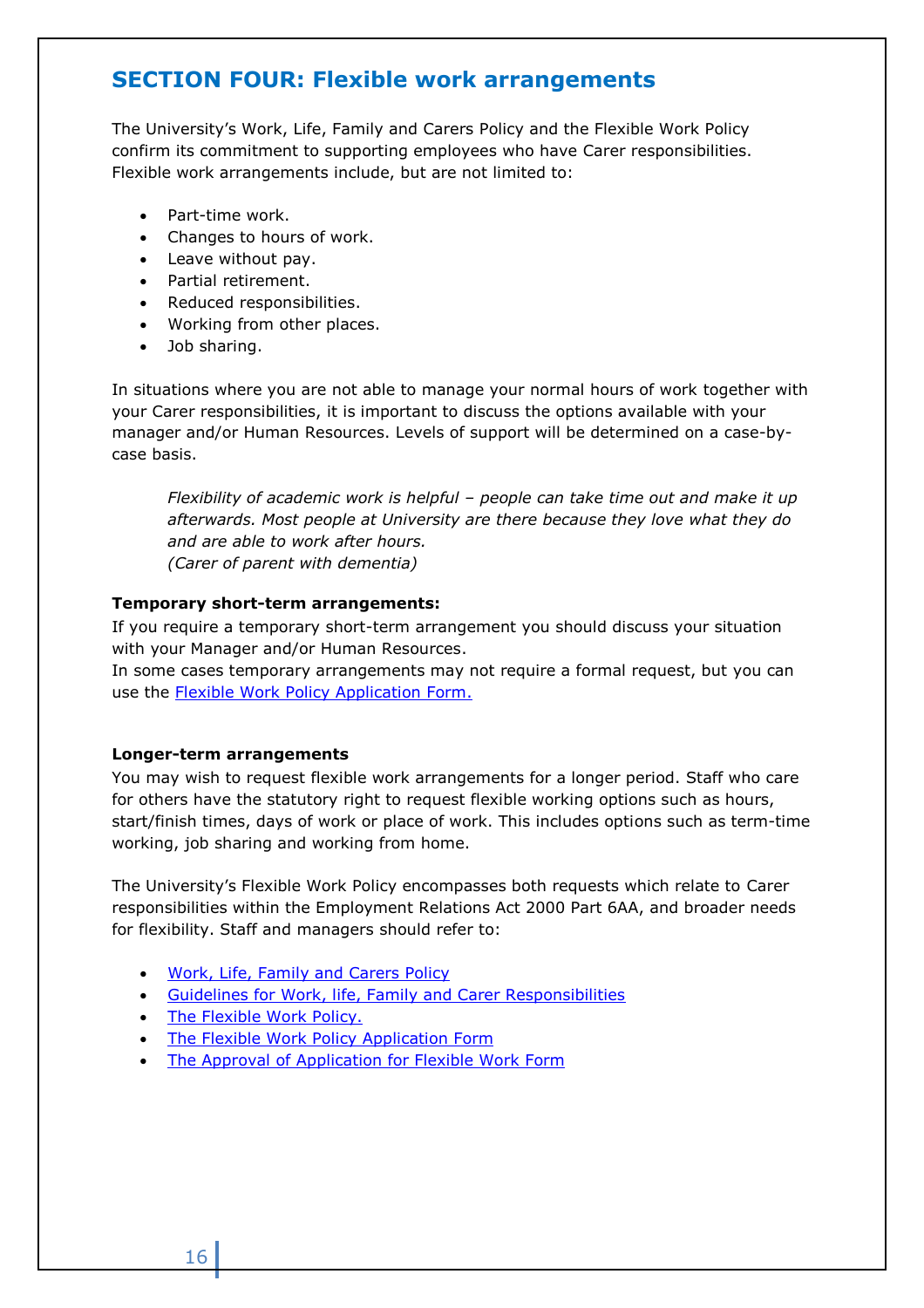## SECTION FOUR: Flexible work arrangements

The University's Work, Life, Family and Carers Policy and the Flexible Work Policy confirm its commitment to supporting employees who have Carer responsibilities. Flexible work arrangements include, but are not limited to:

- Part-time work.
- Changes to hours of work.
- Leave without pay.
- Partial retirement.
- Reduced responsibilities.
- Working from other places.
- Job sharing.

In situations where you are not able to manage your normal hours of work together with your Carer responsibilities, it is important to discuss the options available with your manager and/or Human Resources. Levels of support will be determined on a case-by-case basis.

> *Flexibility of academic work is helpful – people can take time out and make it up afterwards. Most people at University are there because they love what they do and are able to work after hours.*
> *(Carer of parent with dementia)*

**Temporary short-term arrangements:**
If you require a temporary short-term arrangement you should discuss your situation with your Manager and/or Human Resources.
In some cases temporary arrangements may not require a formal request, but you can use the Flexible Work Policy Application Form.

**Longer-term arrangements**
You may wish to request flexible work arrangements for a longer period. Staff who care for others have the statutory right to request flexible working options such as hours, start/finish times, days of work or place of work. This includes options such as term-time working, job sharing and working from home.

The University's Flexible Work Policy encompasses both requests which relate to Carer responsibilities within the Employment Relations Act 2000 Part 6AA, and broader needs for flexibility. Staff and managers should refer to:

- Work, Life, Family and Carers Policy
- Guidelines for Work, life, Family and Carer Responsibilities
- The Flexible Work Policy.
- The Flexible Work Policy Application Form
- The Approval of Application for Flexible Work Form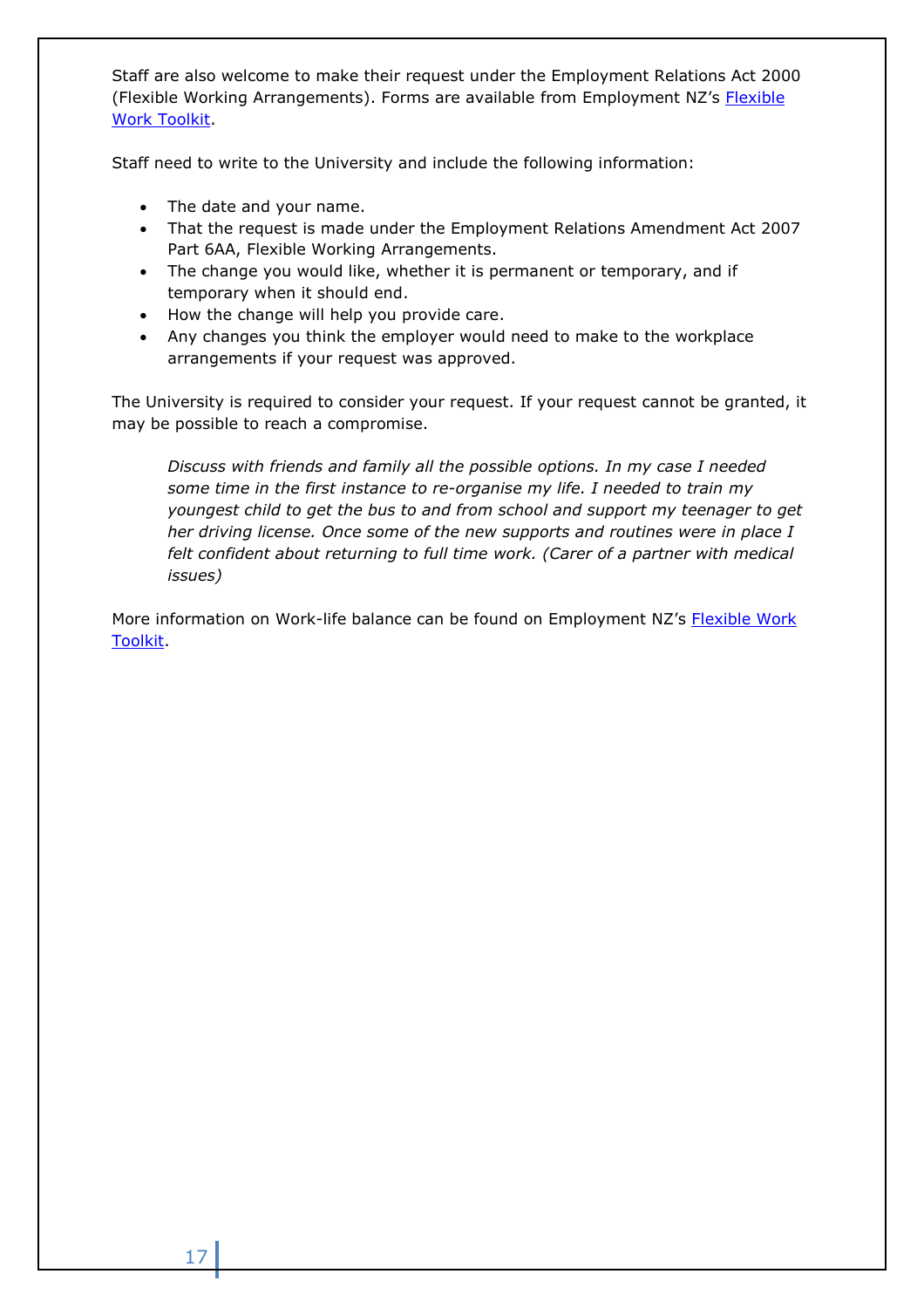Staff are also welcome to make their request under the Employment Relations Act 2000 (Flexible Working Arrangements). Forms are available from Employment NZ's Flexible Work Toolkit.

Staff need to write to the University and include the following information:

- The date and your name.
- That the request is made under the Employment Relations Amendment Act 2007 Part 6AA, Flexible Working Arrangements.
- The change you would like, whether it is permanent or temporary, and if temporary when it should end.
- How the change will help you provide care.
- Any changes you think the employer would need to make to the workplace arrangements if your request was approved.

The University is required to consider your request. If your request cannot be granted, it may be possible to reach a compromise.

> *Discuss with friends and family all the possible options. In my case I needed some time in the first instance to re-organise my life. I needed to train my youngest child to get the bus to and from school and support my teenager to get her driving license. Once some of the new supports and routines were in place I felt confident about returning to full time work. (Carer of a partner with medical issues)*

More information on Work-life balance can be found on Employment NZ's Flexible Work Toolkit.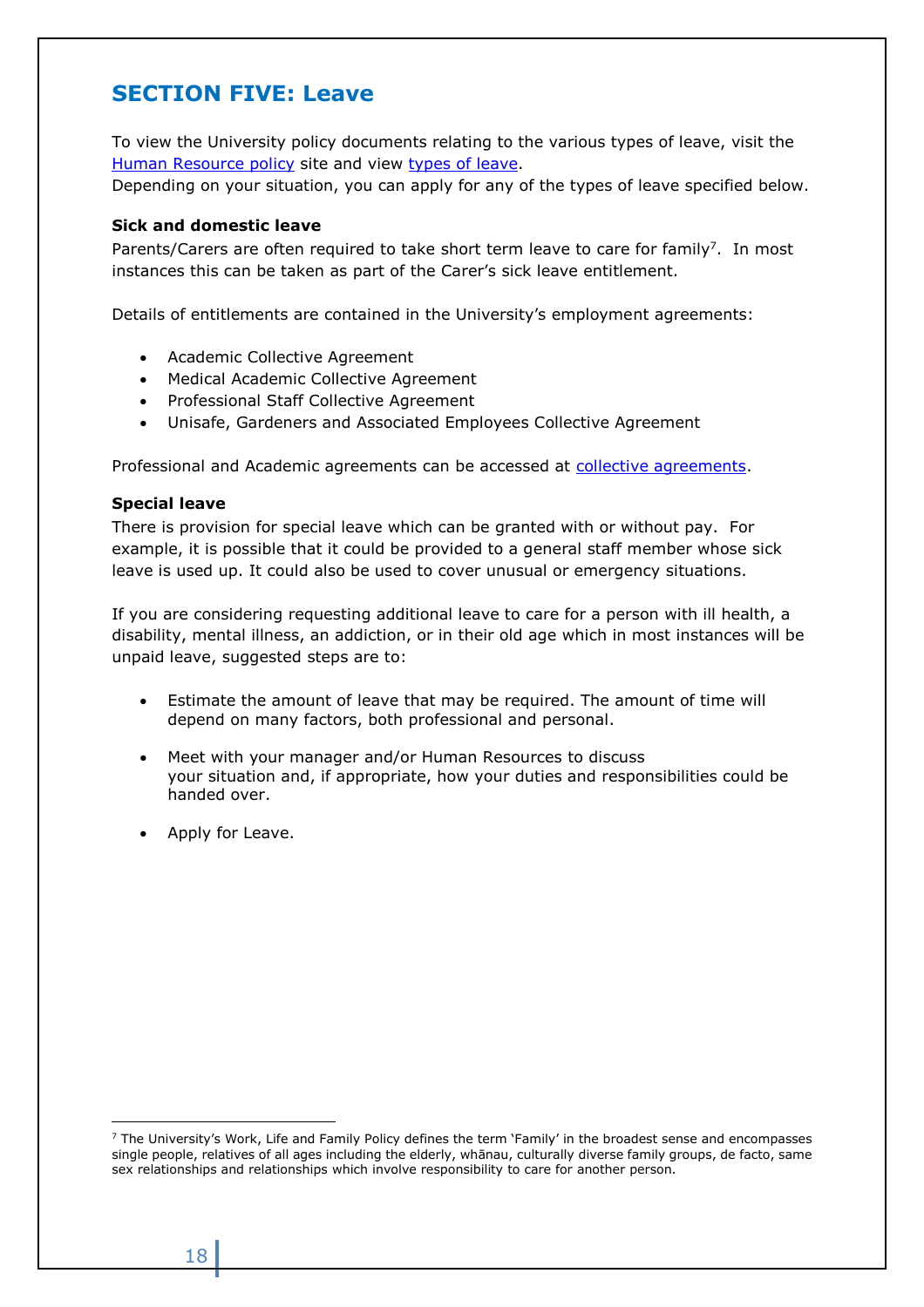## SECTION FIVE: Leave

To view the University policy documents relating to the various types of leave, visit the Human Resource policy site and view types of leave.
Depending on your situation, you can apply for any of the types of leave specified below.

**Sick and domestic leave**
Parents/Carers are often required to take short term leave to care for family[7]. In most instances this can be taken as part of the Carer's sick leave entitlement.

Details of entitlements are contained in the University's employment agreements:

- Academic Collective Agreement
- Medical Academic Collective Agreement
- Professional Staff Collective Agreement
- Unisafe, Gardeners and Associated Employees Collective Agreement

Professional and Academic agreements can be accessed at collective agreements.

**Special leave**
There is provision for special leave which can be granted with or without pay. For example, it is possible that it could be provided to a general staff member whose sick leave is used up. It could also be used to cover unusual or emergency situations.

If you are considering requesting additional leave to care for a person with ill health, a disability, mental illness, an addiction, or in their old age which in most instances will be unpaid leave, suggested steps are to:

- Estimate the amount of leave that may be required. The amount of time will depend on many factors, both professional and personal.
- Meet with your manager and/or Human Resources to discuss your situation and, if appropriate, how your duties and responsibilities could be handed over.
- Apply for Leave.

[7] The University's Work, Life and Family Policy defines the term 'Family' in the broadest sense and encompasses single people, relatives of all ages including the elderly, whānau, culturally diverse family groups, de facto, same sex relationships and relationships which involve responsibility to care for another person.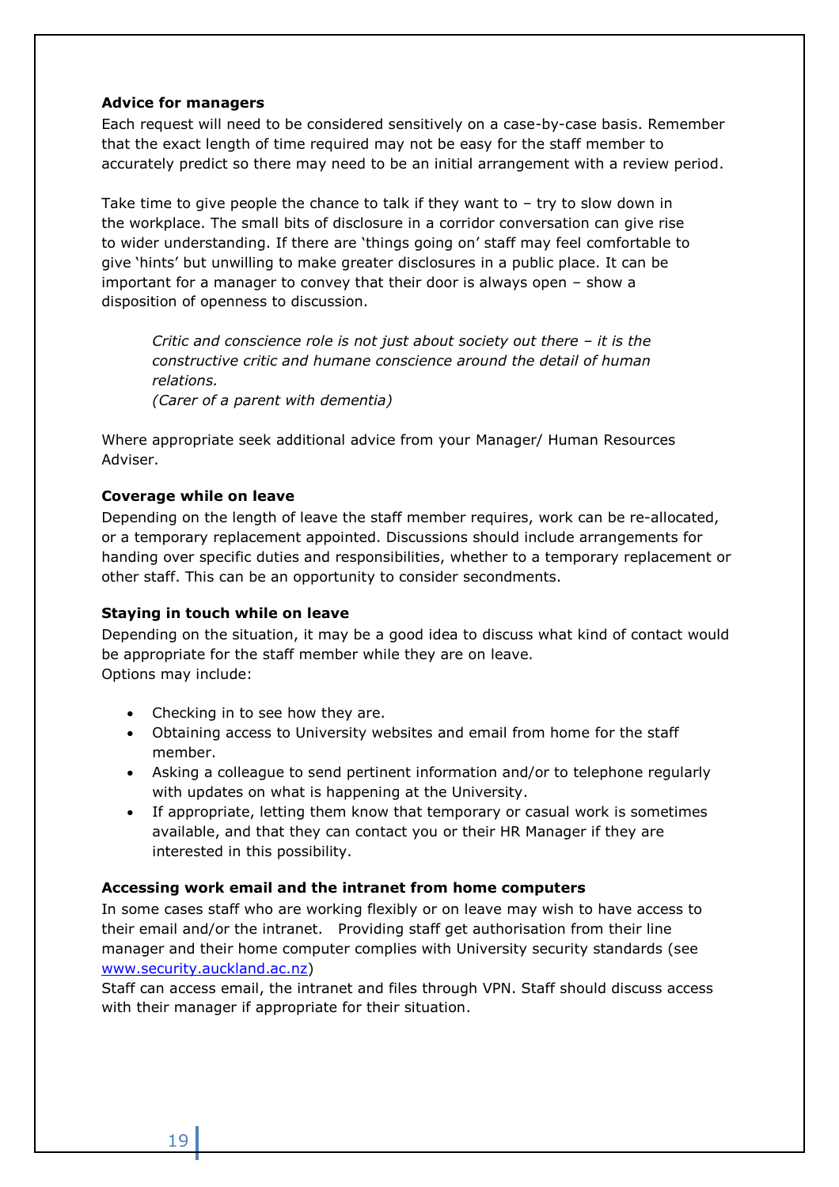**Advice for managers**

Each request will need to be considered sensitively on a case-by-case basis. Remember that the exact length of time required may not be easy for the staff member to accurately predict so there may need to be an initial arrangement with a review period.

Take time to give people the chance to talk if they want to – try to slow down in the workplace. The small bits of disclosure in a corridor conversation can give rise to wider understanding. If there are 'things going on' staff may feel comfortable to give 'hints' but unwilling to make greater disclosures in a public place. It can be important for a manager to convey that their door is always open – show a disposition of openness to discussion.

> *Critic and conscience role is not just about society out there – it is the constructive critic and humane conscience around the detail of human relations.*
> *(Carer of a parent with dementia)*

Where appropriate seek additional advice from your Manager/ Human Resources Adviser.

**Coverage while on leave**

Depending on the length of leave the staff member requires, work can be re-allocated, or a temporary replacement appointed. Discussions should include arrangements for handing over specific duties and responsibilities, whether to a temporary replacement or other staff. This can be an opportunity to consider secondments.

**Staying in touch while on leave**

Depending on the situation, it may be a good idea to discuss what kind of contact would be appropriate for the staff member while they are on leave.
Options may include:

- Checking in to see how they are.
- Obtaining access to University websites and email from home for the staff member.
- Asking a colleague to send pertinent information and/or to telephone regularly with updates on what is happening at the University.
- If appropriate, letting them know that temporary or casual work is sometimes available, and that they can contact you or their HR Manager if they are interested in this possibility.

**Accessing work email and the intranet from home computers**

In some cases staff who are working flexibly or on leave may wish to have access to their email and/or the intranet. Providing staff get authorisation from their line manager and their home computer complies with University security standards (see [www.security.auckland.ac.nz](http://www.security.auckland.ac.nz))
Staff can access email, the intranet and files through VPN. Staff should discuss access with their manager if appropriate for their situation.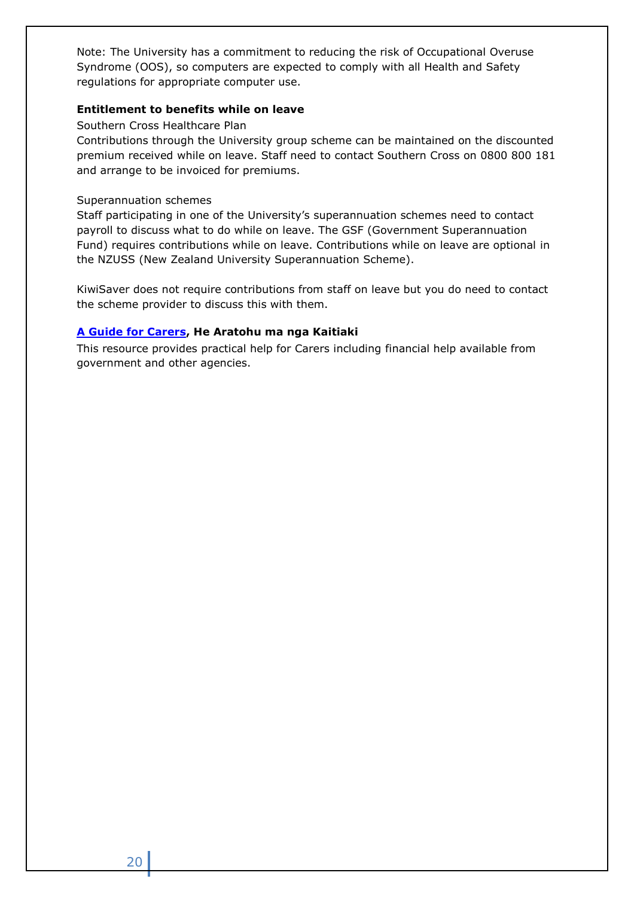Note: The University has a commitment to reducing the risk of Occupational Overuse Syndrome (OOS), so computers are expected to comply with all Health and Safety regulations for appropriate computer use.

**Entitlement to benefits while on leave**

Southern Cross Healthcare Plan

Contributions through the University group scheme can be maintained on the discounted premium received while on leave. Staff need to contact Southern Cross on 0800 800 181 and arrange to be invoiced for premiums.

Superannuation schemes

Staff participating in one of the University's superannuation schemes need to contact payroll to discuss what to do while on leave. The GSF (Government Superannuation Fund) requires contributions while on leave. Contributions while on leave are optional in the NZUSS (New Zealand University Superannuation Scheme).

KiwiSaver does not require contributions from staff on leave but you do need to contact the scheme provider to discuss this with them.

**A Guide for Carers, He Aratohu ma nga Kaitiaki**

This resource provides practical help for Carers including financial help available from government and other agencies.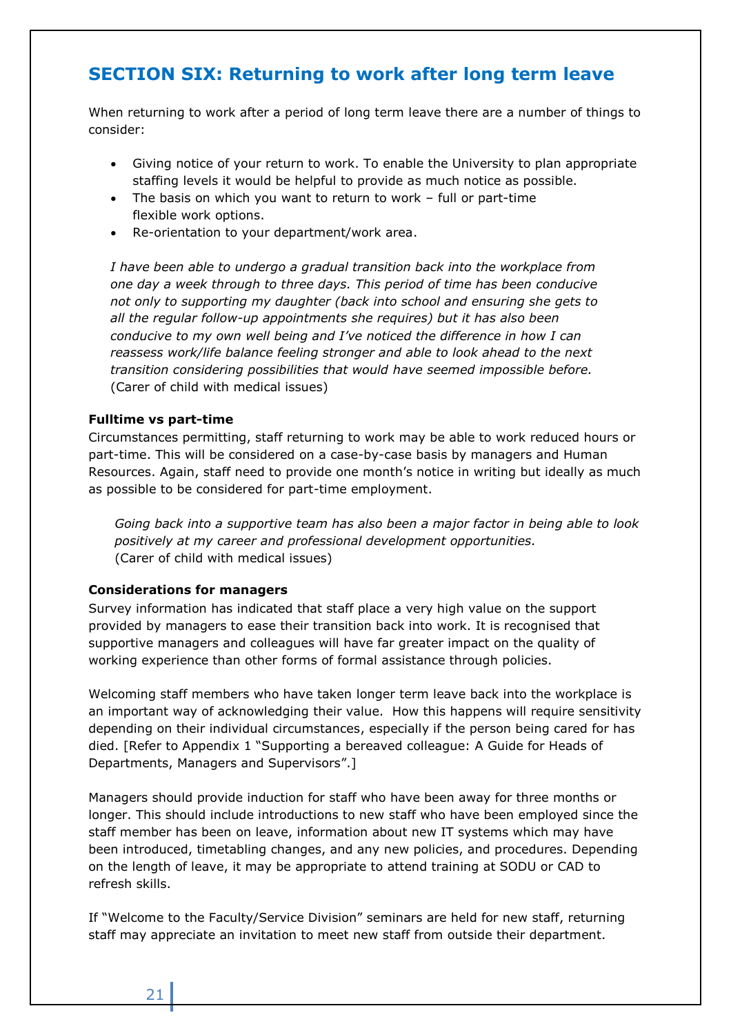## SECTION SIX: Returning to work after long term leave

When returning to work after a period of long term leave there are a number of things to consider:

- Giving notice of your return to work. To enable the University to plan appropriate staffing levels it would be helpful to provide as much notice as possible.
- The basis on which you want to return to work – full or part-time flexible work options.
- Re-orientation to your department/work area.

> *I have been able to undergo a gradual transition back into the workplace from one day a week through to three days. This period of time has been conducive not only to supporting my daughter (back into school and ensuring she gets to all the regular follow-up appointments she requires) but it has also been conducive to my own well being and I've noticed the difference in how I can reassess work/life balance feeling stronger and able to look ahead to the next transition considering possibilities that would have seemed impossible before.*
> (Carer of child with medical issues)

**Fulltime vs part-time**

Circumstances permitting, staff returning to work may be able to work reduced hours or part-time. This will be considered on a case-by-case basis by managers and Human Resources. Again, staff need to provide one month's notice in writing but ideally as much as possible to be considered for part-time employment.

> *Going back into a supportive team has also been a major factor in being able to look positively at my career and professional development opportunities.*
> (Carer of child with medical issues)

**Considerations for managers**

Survey information has indicated that staff place a very high value on the support provided by managers to ease their transition back into work. It is recognised that supportive managers and colleagues will have far greater impact on the quality of working experience than other forms of formal assistance through policies.

Welcoming staff members who have taken longer term leave back into the workplace is an important way of acknowledging their value. How this happens will require sensitivity depending on their individual circumstances, especially if the person being cared for has died. [Refer to Appendix 1 "Supporting a bereaved colleague: A Guide for Heads of Departments, Managers and Supervisors".]

Managers should provide induction for staff who have been away for three months or longer. This should include introductions to new staff who have been employed since the staff member has been on leave, information about new IT systems which may have been introduced, timetabling changes, and any new policies, and procedures. Depending on the length of leave, it may be appropriate to attend training at SODU or CAD to refresh skills.

If "Welcome to the Faculty/Service Division" seminars are held for new staff, returning staff may appreciate an invitation to meet new staff from outside their department.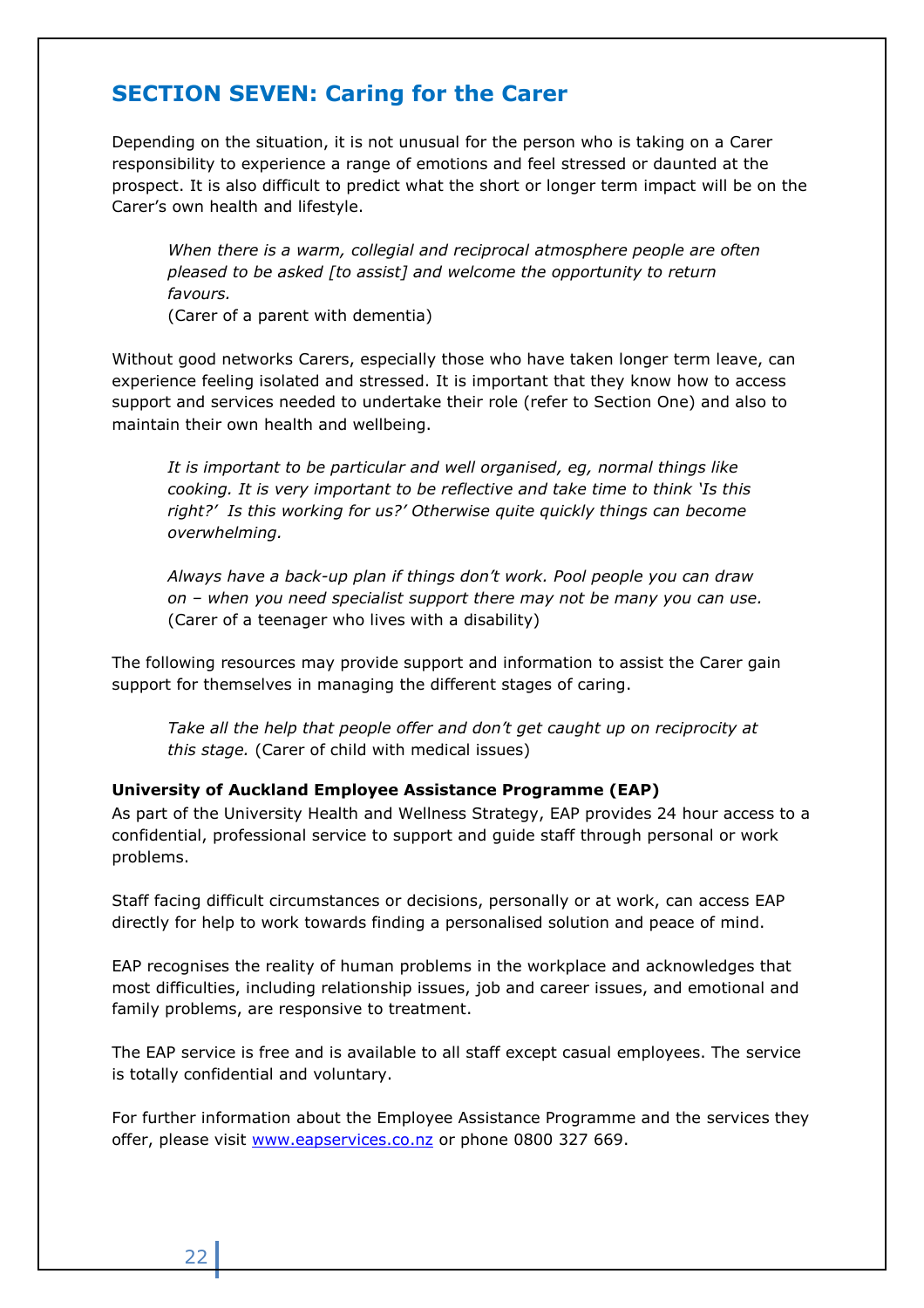## SECTION SEVEN: Caring for the Carer

Depending on the situation, it is not unusual for the person who is taking on a Carer responsibility to experience a range of emotions and feel stressed or daunted at the prospect. It is also difficult to predict what the short or longer term impact will be on the Carer's own health and lifestyle.

> *When there is a warm, collegial and reciprocal atmosphere people are often pleased to be asked [to assist] and welcome the opportunity to return favours.*
> (Carer of a parent with dementia)

Without good networks Carers, especially those who have taken longer term leave, can experience feeling isolated and stressed. It is important that they know how to access support and services needed to undertake their role (refer to Section One) and also to maintain their own health and wellbeing.

> *It is important to be particular and well organised, eg, normal things like cooking. It is very important to be reflective and take time to think 'Is this right?' Is this working for us?' Otherwise quite quickly things can become overwhelming.*
>
> *Always have a back-up plan if things don't work. Pool people you can draw on – when you need specialist support there may not be many you can use.*
> (Carer of a teenager who lives with a disability)

The following resources may provide support and information to assist the Carer gain support for themselves in managing the different stages of caring.

> *Take all the help that people offer and don't get caught up on reciprocity at this stage.* (Carer of child with medical issues)

**University of Auckland Employee Assistance Programme (EAP)**

As part of the University Health and Wellness Strategy, EAP provides 24 hour access to a confidential, professional service to support and guide staff through personal or work problems.

Staff facing difficult circumstances or decisions, personally or at work, can access EAP directly for help to work towards finding a personalised solution and peace of mind.

EAP recognises the reality of human problems in the workplace and acknowledges that most difficulties, including relationship issues, job and career issues, and emotional and family problems, are responsive to treatment.

The EAP service is free and is available to all staff except casual employees. The service is totally confidential and voluntary.

For further information about the Employee Assistance Programme and the services they offer, please visit www.eapservices.co.nz or phone 0800 327 669.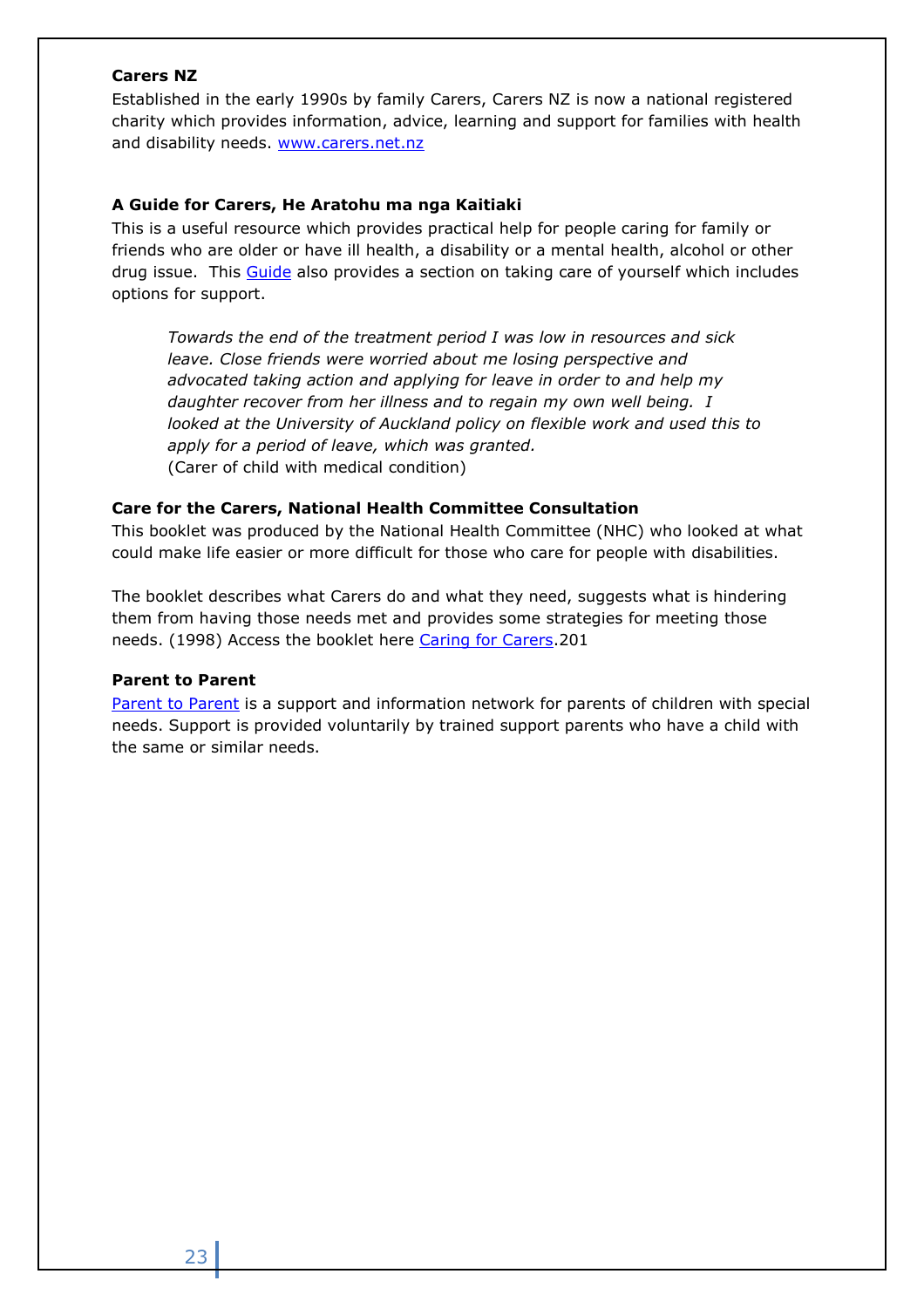**Carers NZ**

Established in the early 1990s by family Carers, Carers NZ is now a national registered charity which provides information, advice, learning and support for families with health and disability needs. [www.carers.net.nz](www.carers.net.nz)

**A Guide for Carers, He Aratohu ma nga Kaitiaki**

This is a useful resource which provides practical help for people caring for family or friends who are older or have ill health, a disability or a mental health, alcohol or other drug issue. This Guide also provides a section on taking care of yourself which includes options for support.

> *Towards the end of the treatment period I was low in resources and sick leave. Close friends were worried about me losing perspective and advocated taking action and applying for leave in order to and help my daughter recover from her illness and to regain my own well being. I looked at the University of Auckland policy on flexible work and used this to apply for a period of leave, which was granted.*
> (Carer of child with medical condition)

**Care for the Carers, National Health Committee Consultation**

This booklet was produced by the National Health Committee (NHC) who looked at what could make life easier or more difficult for those who care for people with disabilities.

The booklet describes what Carers do and what they need, suggests what is hindering them from having those needs met and provides some strategies for meeting those needs. (1998) Access the booklet here Caring for Carers.201

**Parent to Parent**

Parent to Parent is a support and information network for parents of children with special needs. Support is provided voluntarily by trained support parents who have a child with the same or similar needs.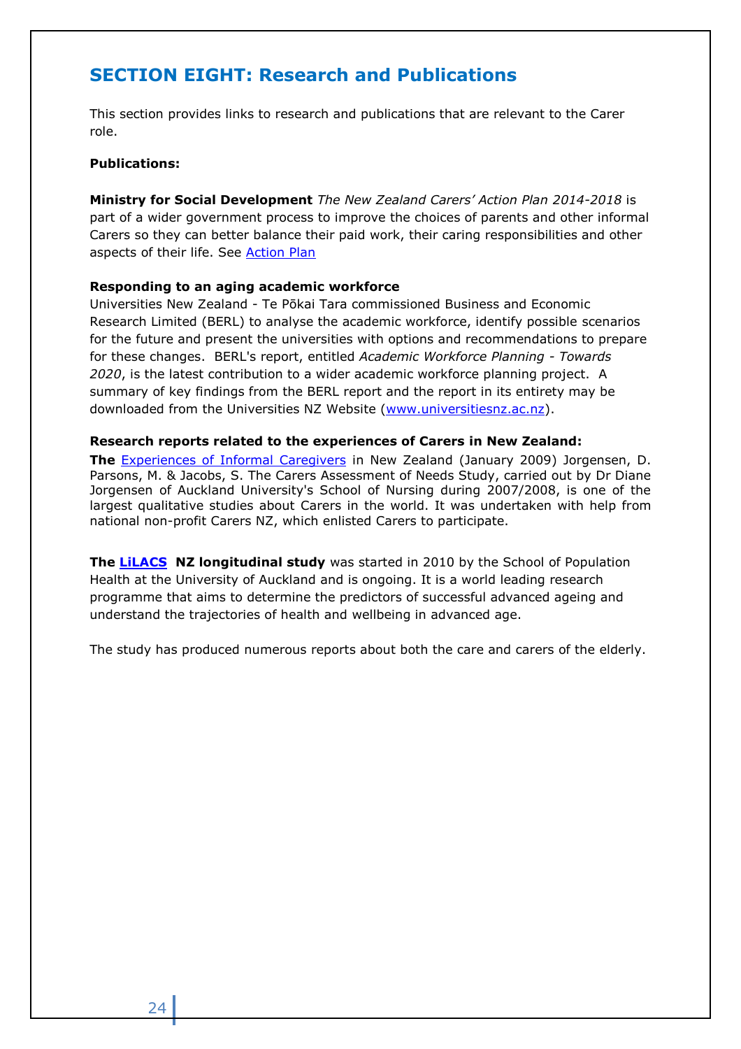## SECTION EIGHT: Research and Publications

This section provides links to research and publications that are relevant to the Carer role.

**Publications:**

**Ministry for Social Development** *The New Zealand Carers' Action Plan 2014-2018* is part of a wider government process to improve the choices of parents and other informal Carers so they can better balance their paid work, their caring responsibilities and other aspects of their life. See Action Plan

**Responding to an aging academic workforce**
Universities New Zealand - Te Pōkai Tara commissioned Business and Economic Research Limited (BERL) to analyse the academic workforce, identify possible scenarios for the future and present the universities with options and recommendations to prepare for these changes. BERL's report, entitled *Academic Workforce Planning - Towards 2020*, is the latest contribution to a wider academic workforce planning project. A summary of key findings from the BERL report and the report in its entirety may be downloaded from the Universities NZ Website (www.universitiesnz.ac.nz).

**Research reports related to the experiences of Carers in New Zealand:**
**The** Experiences of Informal Caregivers in New Zealand (January 2009) Jorgensen, D. Parsons, M. & Jacobs, S. The Carers Assessment of Needs Study, carried out by Dr Diane Jorgensen of Auckland University's School of Nursing during 2007/2008, is one of the largest qualitative studies about Carers in the world. It was undertaken with help from national non-profit Carers NZ, which enlisted Carers to participate.

**The LiLACS NZ longitudinal study** was started in 2010 by the School of Population Health at the University of Auckland and is ongoing. It is a world leading research programme that aims to determine the predictors of successful advanced ageing and understand the trajectories of health and wellbeing in advanced age.

The study has produced numerous reports about both the care and carers of the elderly.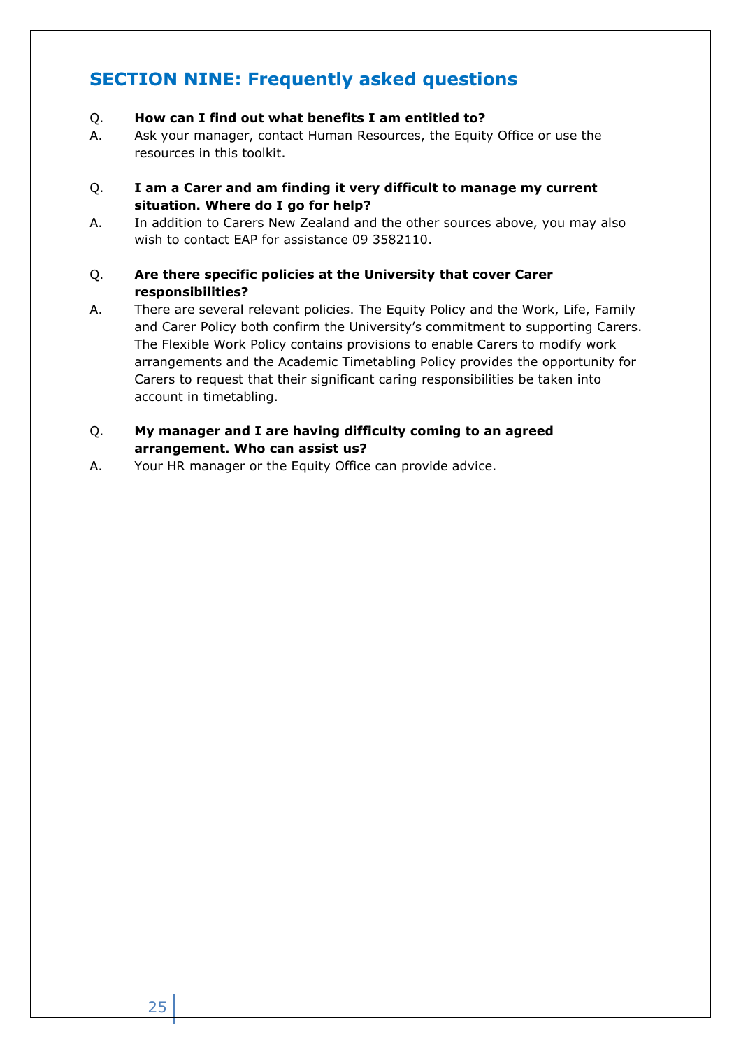## SECTION NINE: Frequently asked questions

Q. **How can I find out what benefits I am entitled to?**

A. Ask your manager, contact Human Resources, the Equity Office or use the resources in this toolkit.

Q. **I am a Carer and am finding it very difficult to manage my current situation. Where do I go for help?**

A. In addition to Carers New Zealand and the other sources above, you may also wish to contact EAP for assistance 09 3582110.

Q. **Are there specific policies at the University that cover Carer responsibilities?**

A. There are several relevant policies. The Equity Policy and the Work, Life, Family and Carer Policy both confirm the University's commitment to supporting Carers. The Flexible Work Policy contains provisions to enable Carers to modify work arrangements and the Academic Timetabling Policy provides the opportunity for Carers to request that their significant caring responsibilities be taken into account in timetabling.

Q. **My manager and I are having difficulty coming to an agreed arrangement. Who can assist us?**

A. Your HR manager or the Equity Office can provide advice.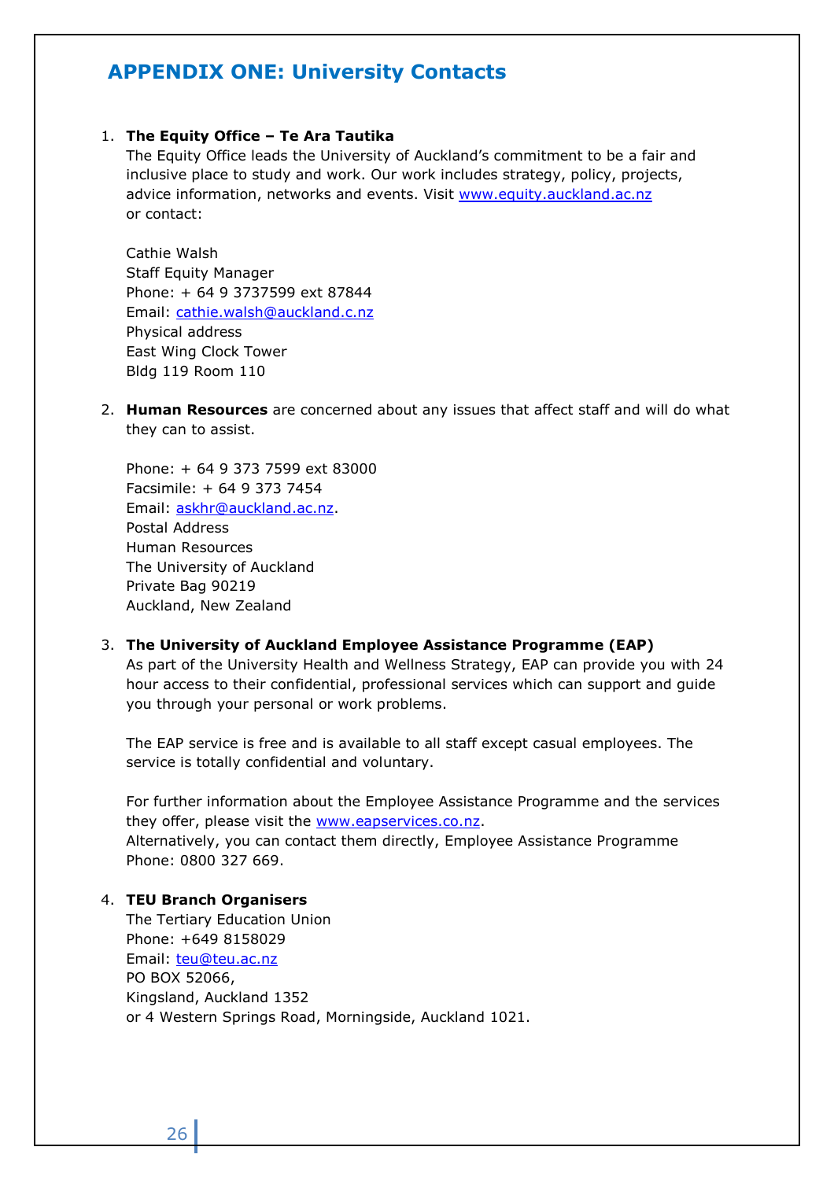# APPENDIX ONE: University Contacts

1. **The Equity Office – Te Ara Tautika**
   The Equity Office leads the University of Auckland's commitment to be a fair and inclusive place to study and work. Our work includes strategy, policy, projects, advice information, networks and events. Visit www.equity.auckland.ac.nz or contact:

   Cathie Walsh
   Staff Equity Manager
   Phone: + 64 9 3737599 ext 87844
   Email: cathie.walsh@auckland.c.nz
   Physical address
   East Wing Clock Tower
   Bldg 119 Room 110

2. **Human Resources** are concerned about any issues that affect staff and will do what they can to assist.

   Phone: + 64 9 373 7599 ext 83000
   Facsimile: + 64 9 373 7454
   Email: askhr@auckland.ac.nz.
   Postal Address
   Human Resources
   The University of Auckland
   Private Bag 90219
   Auckland, New Zealand

3. **The University of Auckland Employee Assistance Programme (EAP)**
   As part of the University Health and Wellness Strategy, EAP can provide you with 24 hour access to their confidential, professional services which can support and guide you through your personal or work problems.

   The EAP service is free and is available to all staff except casual employees. The service is totally confidential and voluntary.

   For further information about the Employee Assistance Programme and the services they offer, please visit the www.eapservices.co.nz.
   Alternatively, you can contact them directly, Employee Assistance Programme Phone: 0800 327 669.

4. **TEU Branch Organisers**
   The Tertiary Education Union
   Phone: +649 8158029
   Email: teu@teu.ac.nz
   PO BOX 52066,
   Kingsland, Auckland 1352
   or 4 Western Springs Road, Morningside, Auckland 1021.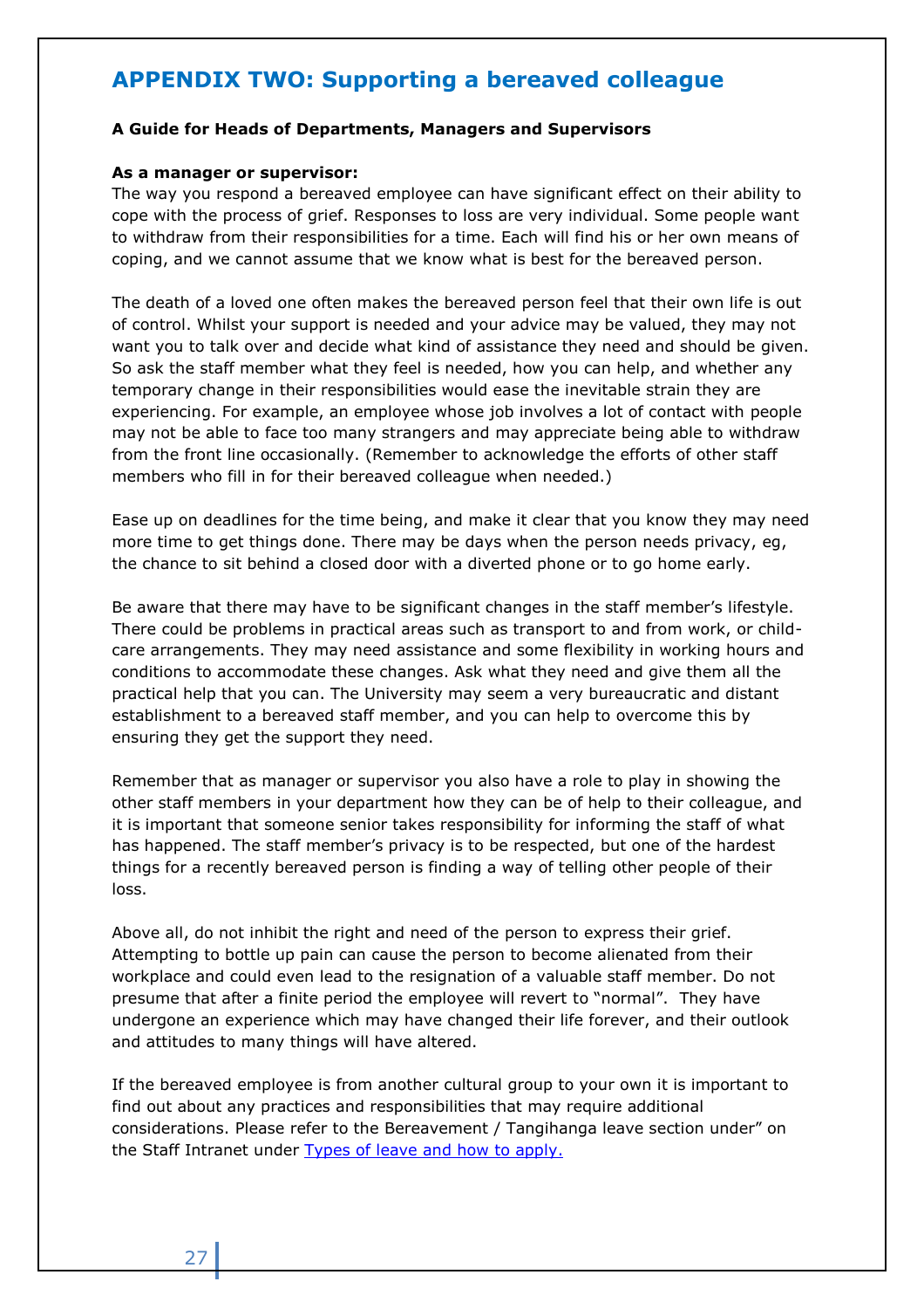## APPENDIX TWO: Supporting a bereaved colleague

**A Guide for Heads of Departments, Managers and Supervisors**

**As a manager or supervisor:**
The way you respond a bereaved employee can have significant effect on their ability to cope with the process of grief. Responses to loss are very individual. Some people want to withdraw from their responsibilities for a time. Each will find his or her own means of coping, and we cannot assume that we know what is best for the bereaved person.

The death of a loved one often makes the bereaved person feel that their own life is out of control. Whilst your support is needed and your advice may be valued, they may not want you to talk over and decide what kind of assistance they need and should be given. So ask the staff member what they feel is needed, how you can help, and whether any temporary change in their responsibilities would ease the inevitable strain they are experiencing. For example, an employee whose job involves a lot of contact with people may not be able to face too many strangers and may appreciate being able to withdraw from the front line occasionally. (Remember to acknowledge the efforts of other staff members who fill in for their bereaved colleague when needed.)

Ease up on deadlines for the time being, and make it clear that you know they may need more time to get things done. There may be days when the person needs privacy, eg, the chance to sit behind a closed door with a diverted phone or to go home early.

Be aware that there may have to be significant changes in the staff member's lifestyle. There could be problems in practical areas such as transport to and from work, or child-care arrangements. They may need assistance and some flexibility in working hours and conditions to accommodate these changes. Ask what they need and give them all the practical help that you can. The University may seem a very bureaucratic and distant establishment to a bereaved staff member, and you can help to overcome this by ensuring they get the support they need.

Remember that as manager or supervisor you also have a role to play in showing the other staff members in your department how they can be of help to their colleague, and it is important that someone senior takes responsibility for informing the staff of what has happened. The staff member's privacy is to be respected, but one of the hardest things for a recently bereaved person is finding a way of telling other people of their loss.

Above all, do not inhibit the right and need of the person to express their grief. Attempting to bottle up pain can cause the person to become alienated from their workplace and could even lead to the resignation of a valuable staff member. Do not presume that after a finite period the employee will revert to "normal". They have undergone an experience which may have changed their life forever, and their outlook and attitudes to many things will have altered.

If the bereaved employee is from another cultural group to your own it is important to find out about any practices and responsibilities that may require additional considerations. Please refer to the Bereavement / Tangihanga leave section under" on the Staff Intranet under [Types of leave and how to apply.]()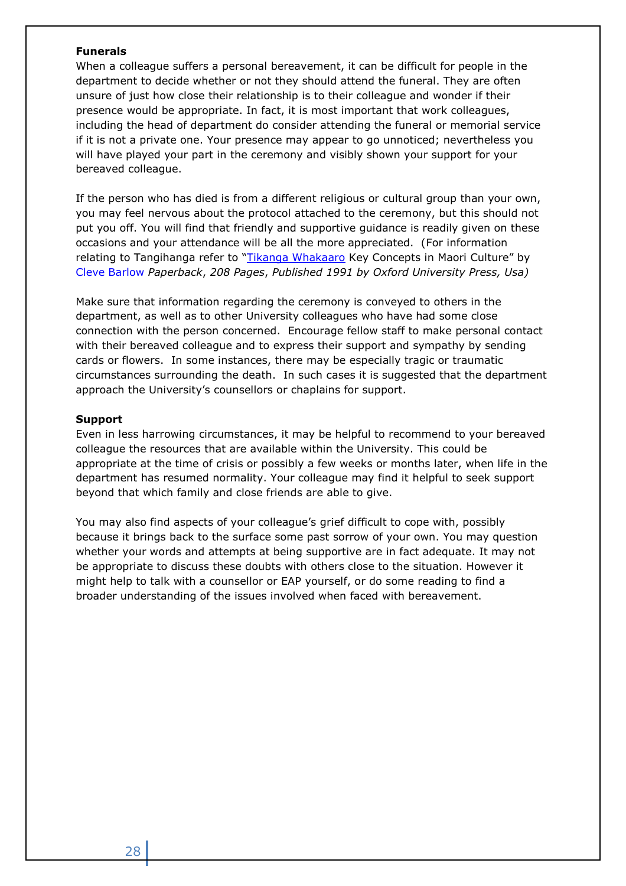**Funerals**

When a colleague suffers a personal bereavement, it can be difficult for people in the department to decide whether or not they should attend the funeral. They are often unsure of just how close their relationship is to their colleague and wonder if their presence would be appropriate. In fact, it is most important that work colleagues, including the head of department do consider attending the funeral or memorial service if it is not a private one. Your presence may appear to go unnoticed; nevertheless you will have played your part in the ceremony and visibly shown your support for your bereaved colleague.

If the person who has died is from a different religious or cultural group than your own, you may feel nervous about the protocol attached to the ceremony, but this should not put you off. You will find that friendly and supportive guidance is readily given on these occasions and your attendance will be all the more appreciated. (For information relating to Tangihanga refer to "Tikanga Whakaaro Key Concepts in Maori Culture" by Cleve Barlow *Paperback*, *208 Pages*, *Published 1991 by Oxford University Press, Usa)*

Make sure that information regarding the ceremony is conveyed to others in the department, as well as to other University colleagues who have had some close connection with the person concerned. Encourage fellow staff to make personal contact with their bereaved colleague and to express their support and sympathy by sending cards or flowers. In some instances, there may be especially tragic or traumatic circumstances surrounding the death. In such cases it is suggested that the department approach the University's counsellors or chaplains for support.

**Support**

Even in less harrowing circumstances, it may be helpful to recommend to your bereaved colleague the resources that are available within the University. This could be appropriate at the time of crisis or possibly a few weeks or months later, when life in the department has resumed normality. Your colleague may find it helpful to seek support beyond that which family and close friends are able to give.

You may also find aspects of your colleague's grief difficult to cope with, possibly because it brings back to the surface some past sorrow of your own. You may question whether your words and attempts at being supportive are in fact adequate. It may not be appropriate to discuss these doubts with others close to the situation. However it might help to talk with a counsellor or EAP yourself, or do some reading to find a broader understanding of the issues involved when faced with bereavement.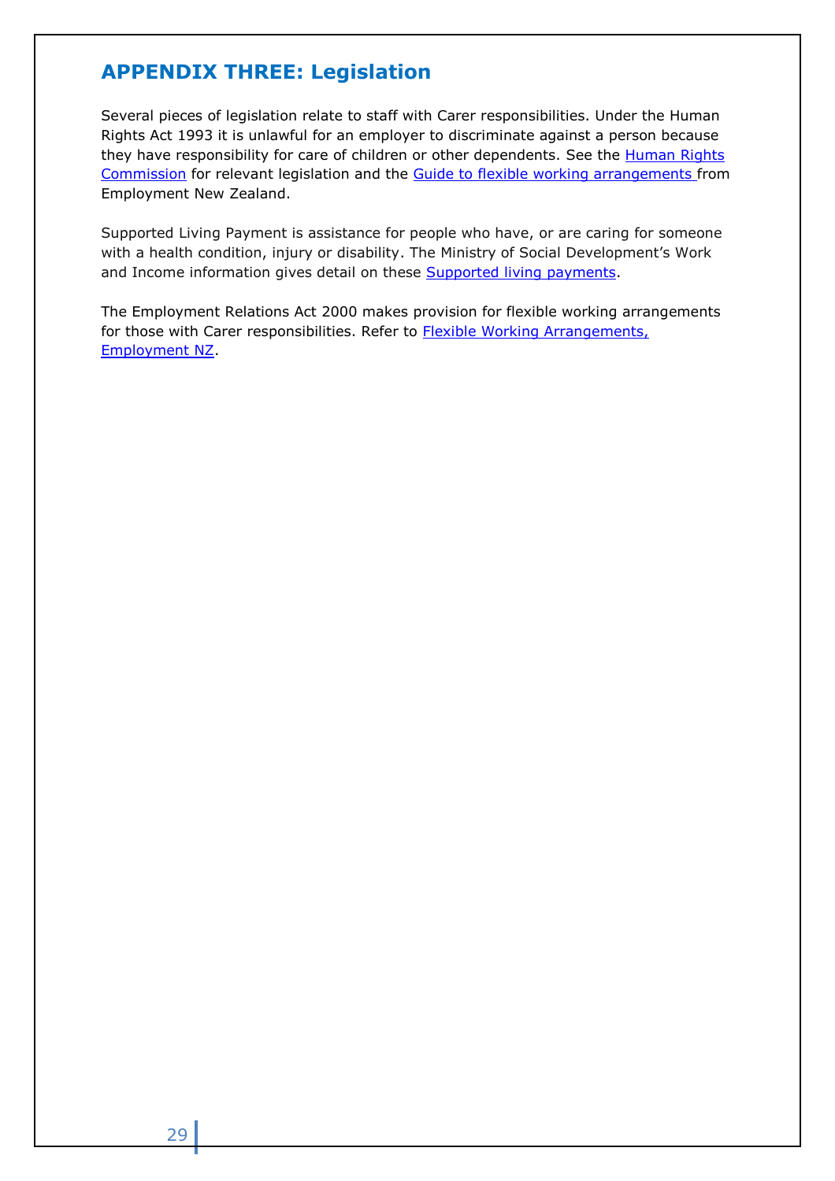## APPENDIX THREE: Legislation

Several pieces of legislation relate to staff with Carer responsibilities. Under the Human Rights Act 1993 it is unlawful for an employer to discriminate against a person because they have responsibility for care of children or other dependents. See the Human Rights Commission for relevant legislation and the Guide to flexible working arrangements from Employment New Zealand.

Supported Living Payment is assistance for people who have, or are caring for someone with a health condition, injury or disability. The Ministry of Social Development's Work and Income information gives detail on these Supported living payments.

The Employment Relations Act 2000 makes provision for flexible working arrangements for those with Carer responsibilities. Refer to Flexible Working Arrangements, Employment NZ.